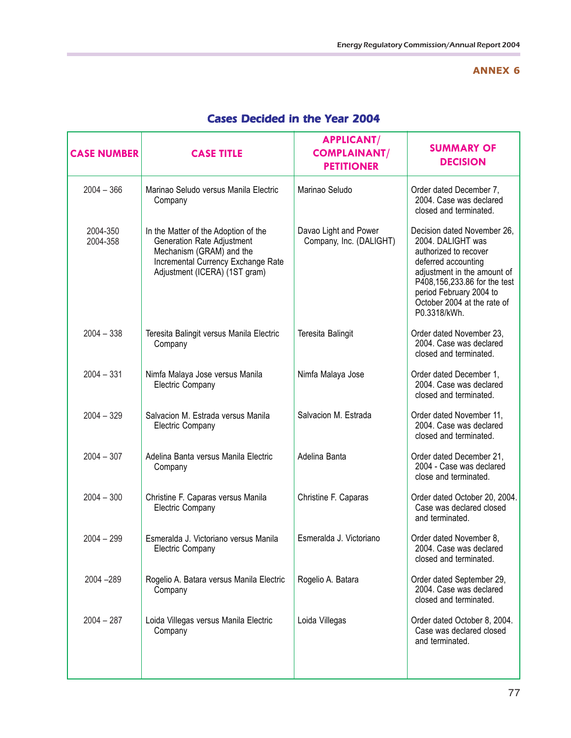## ANNEX 6

# Cases Decided in the Year 2004

| CASE NUMBER | CASE TITLE | APPLICANT/ COMPLAINANT/ PETITIONER | SUMMARY OF DECISION |
|---|---|---|---|
| 2004 – 366 | Marinao Seludo versus Manila Electric Company | Marinao Seludo | Order dated December 7, 2004. Case was declared closed and terminated. |
| 2004-350 2004-358 | In the Matter of the Adoption of the Generation Rate Adjustment Mechanism (GRAM) and the Incremental Currency Exchange Rate Adjustment (ICERA) (1ST gram) | Davao Light and Power Company, Inc. (DALIGHT) | Decision dated November 26, 2004. DALIGHT was authorized to recover deferred accounting adjustment in the amount of P408,156,233.86 for the test period February 2004 to October 2004 at the rate of P0.3318/kWh. |
| 2004 – 338 | Teresita Balingit versus Manila Electric Company | Teresita Balingit | Order dated November 23, 2004. Case was declared closed and terminated. |
| 2004 – 331 | Nimfa Malaya Jose versus Manila Electric Company | Nimfa Malaya Jose | Order dated December 1, 2004. Case was declared closed and terminated. |
| 2004 – 329 | Salvacion M. Estrada versus Manila Electric Company | Salvacion M. Estrada | Order dated November 11, 2004. Case was declared closed and terminated. |
| 2004 – 307 | Adelina Banta versus Manila Electric Company | Adelina Banta | Order dated December 21, 2004 - Case was declared close and terminated. |
| 2004 – 300 | Christine F. Caparas versus Manila Electric Company | Christine F. Caparas | Order dated October 20, 2004. Case was declared closed and terminated. |
| 2004 – 299 | Esmeralda J. Victoriano versus Manila Electric Company | Esmeralda J. Victoriano | Order dated November 8, 2004. Case was declared closed and terminated. |
| 2004 –289 | Rogelio A. Batara versus Manila Electric Company | Rogelio A. Batara | Order dated September 29, 2004. Case was declared closed and terminated. |
| 2004 – 287 | Loida Villegas versus Manila Electric Company | Loida Villegas | Order dated October 8, 2004. Case was declared closed and terminated. |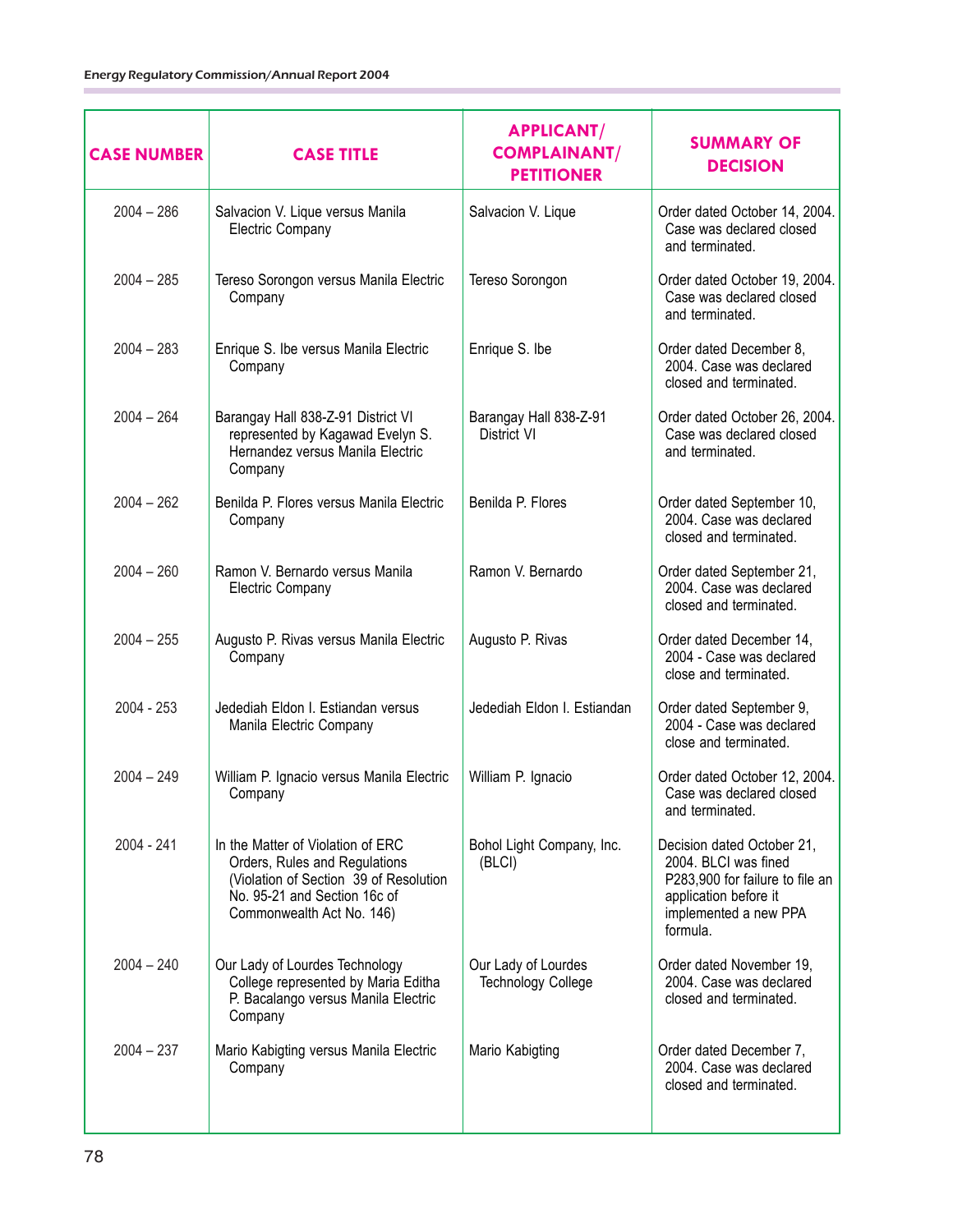| CASE NUMBER | CASE TITLE | APPLICANT/ COMPLAINANT/ PETITIONER | SUMMARY OF DECISION |
|---|---|---|---|
| 2004 – 286 | Salvacion V. Lique versus Manila Electric Company | Salvacion V. Lique | Order dated October 14, 2004. Case was declared closed and terminated. |
| 2004 – 285 | Tereso Sorongon versus Manila Electric Company | Tereso Sorongon | Order dated October 19, 2004. Case was declared closed and terminated. |
| 2004 – 283 | Enrique S. Ibe versus Manila Electric Company | Enrique S. Ibe | Order dated December 8, 2004. Case was declared closed and terminated. |
| 2004 – 264 | Barangay Hall 838-Z-91 District VI represented by Kagawad Evelyn S. Hernandez versus Manila Electric Company | Barangay Hall 838-Z-91 District VI | Order dated October 26, 2004. Case was declared closed and terminated. |
| 2004 – 262 | Benilda P. Flores versus Manila Electric Company | Benilda P. Flores | Order dated September 10, 2004. Case was declared closed and terminated. |
| 2004 – 260 | Ramon V. Bernardo versus Manila Electric Company | Ramon V. Bernardo | Order dated September 21, 2004. Case was declared closed and terminated. |
| 2004 – 255 | Augusto P. Rivas versus Manila Electric Company | Augusto P. Rivas | Order dated December 14, 2004 - Case was declared close and terminated. |
| 2004 - 253 | Jedediah Eldon I. Estiandan versus Manila Electric Company | Jedediah Eldon I. Estiandan | Order dated September 9, 2004 - Case was declared close and terminated. |
| 2004 – 249 | William P. Ignacio versus Manila Electric Company | William P. Ignacio | Order dated October 12, 2004. Case was declared closed and terminated. |
| 2004 - 241 | In the Matter of Violation of ERC Orders, Rules and Regulations (Violation of Section 39 of Resolution No. 95-21 and Section 16c of Commonwealth Act No. 146) | Bohol Light Company, Inc. (BLCI) | Decision dated October 21, 2004. BLCI was fined P283,900 for failure to file an application before it implemented a new PPA formula. |
| 2004 – 240 | Our Lady of Lourdes Technology College represented by Maria Editha P. Bacalango versus Manila Electric Company | Our Lady of Lourdes Technology College | Order dated November 19, 2004. Case was declared closed and terminated. |
| 2004 – 237 | Mario Kabigting versus Manila Electric Company | Mario Kabigting | Order dated December 7, 2004. Case was declared closed and terminated. |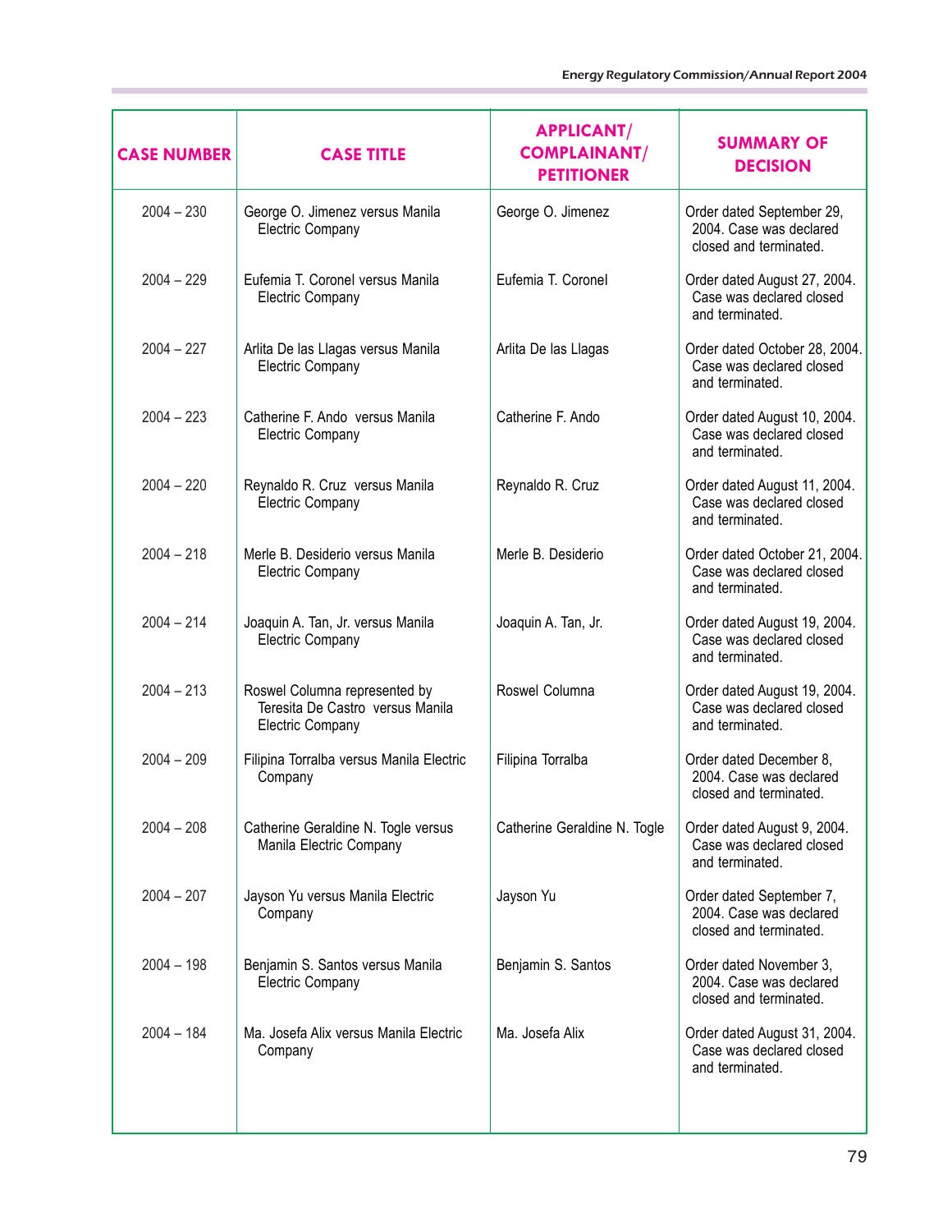| CASE NUMBER | CASE TITLE | APPLICANT/ COMPLAINANT/ PETITIONER | SUMMARY OF DECISION |
|---|---|---|---|
| 2004 – 230 | George O. Jimenez versus Manila Electric Company | George O. Jimenez | Order dated September 29, 2004. Case was declared closed and terminated. |
| 2004 – 229 | Eufemia T. Coronel versus Manila Electric Company | Eufemia T. Coronel | Order dated August 27, 2004. Case was declared closed and terminated. |
| 2004 – 227 | Arlita De las Llagas versus Manila Electric Company | Arlita De las Llagas | Order dated October 28, 2004. Case was declared closed and terminated. |
| 2004 – 223 | Catherine F. Ando versus Manila Electric Company | Catherine F. Ando | Order dated August 10, 2004. Case was declared closed and terminated. |
| 2004 – 220 | Reynaldo R. Cruz versus Manila Electric Company | Reynaldo R. Cruz | Order dated August 11, 2004. Case was declared closed and terminated. |
| 2004 – 218 | Merle B. Desiderio versus Manila Electric Company | Merle B. Desiderio | Order dated October 21, 2004. Case was declared closed and terminated. |
| 2004 – 214 | Joaquin A. Tan, Jr. versus Manila Electric Company | Joaquin A. Tan, Jr. | Order dated August 19, 2004. Case was declared closed and terminated. |
| 2004 – 213 | Roswel Columna represented by Teresita De Castro versus Manila Electric Company | Roswel Columna | Order dated August 19, 2004. Case was declared closed and terminated. |
| 2004 – 209 | Filipina Torralba versus Manila Electric Company | Filipina Torralba | Order dated December 8, 2004. Case was declared closed and terminated. |
| 2004 – 208 | Catherine Geraldine N. Togle versus Manila Electric Company | Catherine Geraldine N. Togle | Order dated August 9, 2004. Case was declared closed and terminated. |
| 2004 – 207 | Jayson Yu versus Manila Electric Company | Jayson Yu | Order dated September 7, 2004. Case was declared closed and terminated. |
| 2004 – 198 | Benjamin S. Santos versus Manila Electric Company | Benjamin S. Santos | Order dated November 3, 2004. Case was declared closed and terminated. |
| 2004 – 184 | Ma. Josefa Alix versus Manila Electric Company | Ma. Josefa Alix | Order dated August 31, 2004. Case was declared closed and terminated. |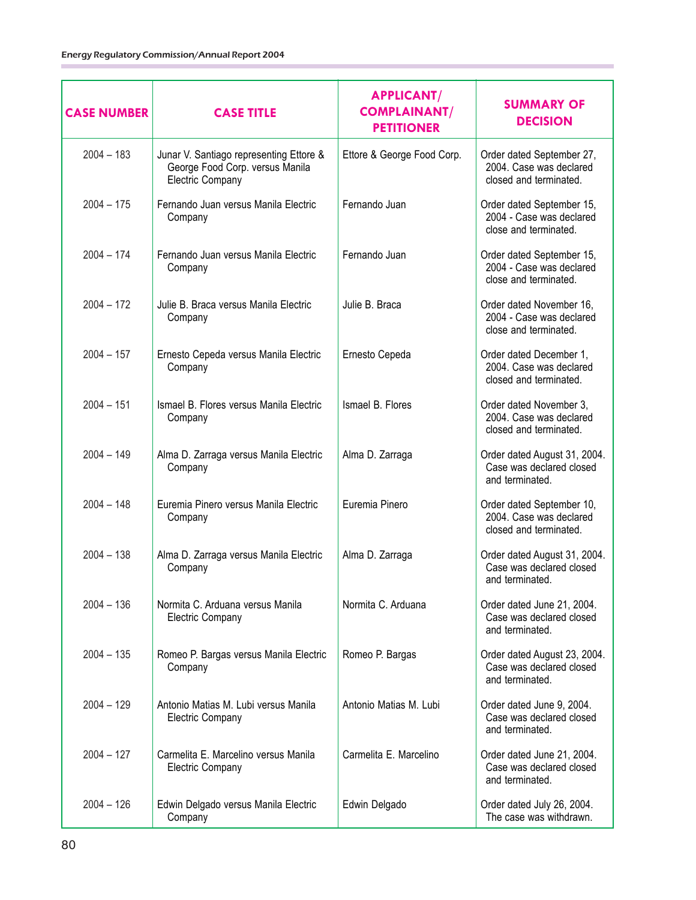| CASE NUMBER | CASE TITLE | APPLICANT/ COMPLAINANT/ PETITIONER | SUMMARY OF DECISION |
|---|---|---|---|
| 2004 – 183 | Junar V. Santiago representing Ettore & George Food Corp. versus Manila Electric Company | Ettore & George Food Corp. | Order dated September 27, 2004. Case was declared closed and terminated. |
| 2004 – 175 | Fernando Juan versus Manila Electric Company | Fernando Juan | Order dated September 15, 2004 - Case was declared close and terminated. |
| 2004 – 174 | Fernando Juan versus Manila Electric Company | Fernando Juan | Order dated September 15, 2004 - Case was declared close and terminated. |
| 2004 – 172 | Julie B. Braca versus Manila Electric Company | Julie B. Braca | Order dated November 16, 2004 - Case was declared close and terminated. |
| 2004 – 157 | Ernesto Cepeda versus Manila Electric Company | Ernesto Cepeda | Order dated December 1, 2004. Case was declared closed and terminated. |
| 2004 – 151 | Ismael B. Flores versus Manila Electric Company | Ismael B. Flores | Order dated November 3, 2004. Case was declared closed and terminated. |
| 2004 – 149 | Alma D. Zarraga versus Manila Electric Company | Alma D. Zarraga | Order dated August 31, 2004. Case was declared closed and terminated. |
| 2004 – 148 | Euremia Pinero versus Manila Electric Company | Euremia Pinero | Order dated September 10, 2004. Case was declared closed and terminated. |
| 2004 – 138 | Alma D. Zarraga versus Manila Electric Company | Alma D. Zarraga | Order dated August 31, 2004. Case was declared closed and terminated. |
| 2004 – 136 | Normita C. Arduana versus Manila Electric Company | Normita C. Arduana | Order dated June 21, 2004. Case was declared closed and terminated. |
| 2004 – 135 | Romeo P. Bargas versus Manila Electric Company | Romeo P. Bargas | Order dated August 23, 2004. Case was declared closed and terminated. |
| 2004 – 129 | Antonio Matias M. Lubi versus Manila Electric Company | Antonio Matias M. Lubi | Order dated June 9, 2004. Case was declared closed and terminated. |
| 2004 – 127 | Carmelita E. Marcelino versus Manila Electric Company | Carmelita E. Marcelino | Order dated June 21, 2004. Case was declared closed and terminated. |
| 2004 – 126 | Edwin Delgado versus Manila Electric Company | Edwin Delgado | Order dated July 26, 2004. The case was withdrawn. |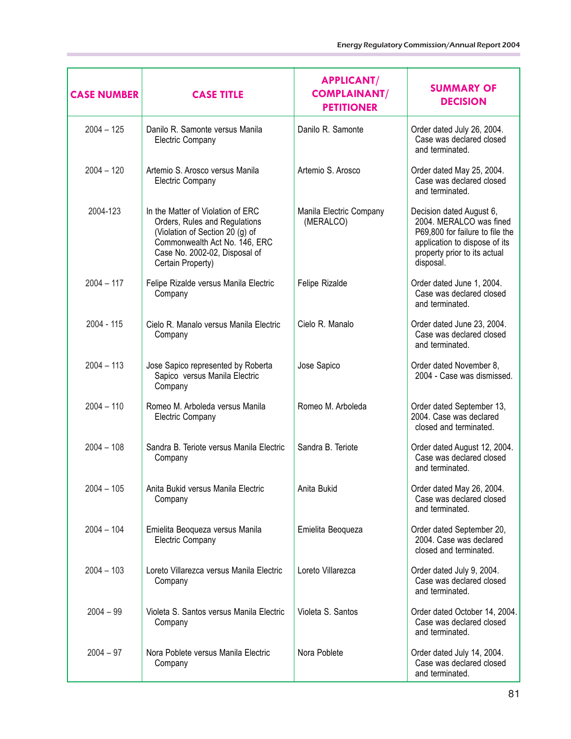| CASE NUMBER | CASE TITLE | APPLICANT/ COMPLAINANT/ PETITIONER | SUMMARY OF DECISION |
|---|---|---|---|
| 2004 – 125 | Danilo R. Samonte versus Manila Electric Company | Danilo R. Samonte | Order dated July 26, 2004. Case was declared closed and terminated. |
| 2004 – 120 | Artemio S. Arosco versus Manila Electric Company | Artemio S. Arosco | Order dated May 25, 2004. Case was declared closed and terminated. |
| 2004-123 | In the Matter of Violation of ERC Orders, Rules and Regulations (Violation of Section 20 (g) of Commonwealth Act No. 146, ERC Case No. 2002-02, Disposal of Certain Property) | Manila Electric Company (MERALCO) | Decision dated August 6, 2004. MERALCO was fined P69,800 for failure to file the application to dispose of its property prior to its actual disposal. |
| 2004 – 117 | Felipe Rizalde versus Manila Electric Company | Felipe Rizalde | Order dated June 1, 2004. Case was declared closed and terminated. |
| 2004 - 115 | Cielo R. Manalo versus Manila Electric Company | Cielo R. Manalo | Order dated June 23, 2004. Case was declared closed and terminated. |
| 2004 – 113 | Jose Sapico represented by Roberta Sapico versus Manila Electric Company | Jose Sapico | Order dated November 8, 2004 - Case was dismissed. |
| 2004 – 110 | Romeo M. Arboleda versus Manila Electric Company | Romeo M. Arboleda | Order dated September 13, 2004. Case was declared closed and terminated. |
| 2004 – 108 | Sandra B. Teriote versus Manila Electric Company | Sandra B. Teriote | Order dated August 12, 2004. Case was declared closed and terminated. |
| 2004 – 105 | Anita Bukid versus Manila Electric Company | Anita Bukid | Order dated May 26, 2004. Case was declared closed and terminated. |
| 2004 – 104 | Emielita Beoqueza versus Manila Electric Company | Emielita Beoqueza | Order dated September 20, 2004. Case was declared closed and terminated. |
| 2004 – 103 | Loreto Villarezca versus Manila Electric Company | Loreto Villarezca | Order dated July 9, 2004. Case was declared closed and terminated. |
| 2004 – 99 | Violeta S. Santos versus Manila Electric Company | Violeta S. Santos | Order dated October 14, 2004. Case was declared closed and terminated. |
| 2004 – 97 | Nora Poblete versus Manila Electric Company | Nora Poblete | Order dated July 14, 2004. Case was declared closed and terminated. |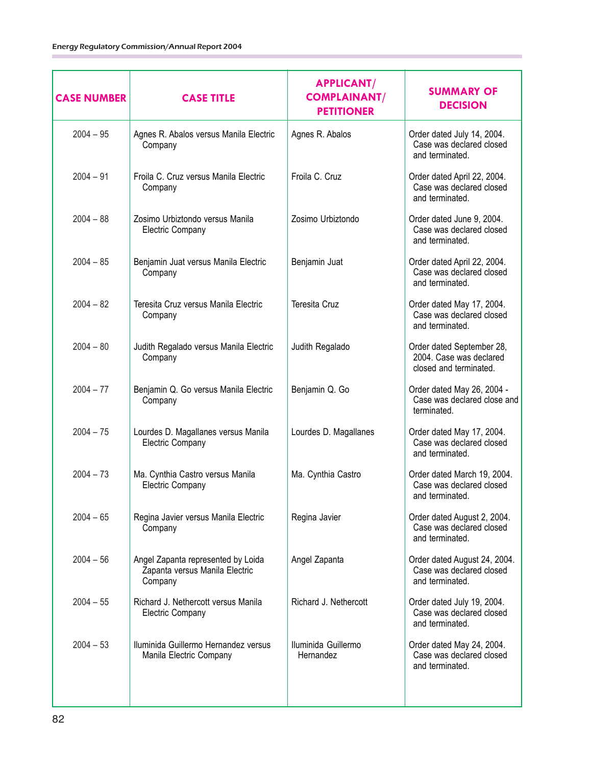| CASE NUMBER | CASE TITLE | APPLICANT/ COMPLAINANT/ PETITIONER | SUMMARY OF DECISION |
|---|---|---|---|
| 2004 – 95 | Agnes R. Abalos versus Manila Electric Company | Agnes R. Abalos | Order dated July 14, 2004. Case was declared closed and terminated. |
| 2004 – 91 | Froila C. Cruz versus Manila Electric Company | Froila C. Cruz | Order dated April 22, 2004. Case was declared closed and terminated. |
| 2004 – 88 | Zosimo Urbiztondo versus Manila Electric Company | Zosimo Urbiztondo | Order dated June 9, 2004. Case was declared closed and terminated. |
| 2004 – 85 | Benjamin Juat versus Manila Electric Company | Benjamin Juat | Order dated April 22, 2004. Case was declared closed and terminated. |
| 2004 – 82 | Teresita Cruz versus Manila Electric Company | Teresita Cruz | Order dated May 17, 2004. Case was declared closed and terminated. |
| 2004 – 80 | Judith Regalado versus Manila Electric Company | Judith Regalado | Order dated September 28, 2004. Case was declared closed and terminated. |
| 2004 – 77 | Benjamin Q. Go versus Manila Electric Company | Benjamin Q. Go | Order dated May 26, 2004 - Case was declared close and terminated. |
| 2004 – 75 | Lourdes D. Magallanes versus Manila Electric Company | Lourdes D. Magallanes | Order dated May 17, 2004. Case was declared closed and terminated. |
| 2004 – 73 | Ma. Cynthia Castro versus Manila Electric Company | Ma. Cynthia Castro | Order dated March 19, 2004. Case was declared closed and terminated. |
| 2004 – 65 | Regina Javier versus Manila Electric Company | Regina Javier | Order dated August 2, 2004. Case was declared closed and terminated. |
| 2004 – 56 | Angel Zapanta represented by Loida Zapanta versus Manila Electric Company | Angel Zapanta | Order dated August 24, 2004. Case was declared closed and terminated. |
| 2004 – 55 | Richard J. Nethercott versus Manila Electric Company | Richard J. Nethercott | Order dated July 19, 2004. Case was declared closed and terminated. |
| 2004 – 53 | Iluminida Guillermo Hernandez versus Manila Electric Company | Iluminida Guillermo Hernandez | Order dated May 24, 2004. Case was declared closed and terminated. |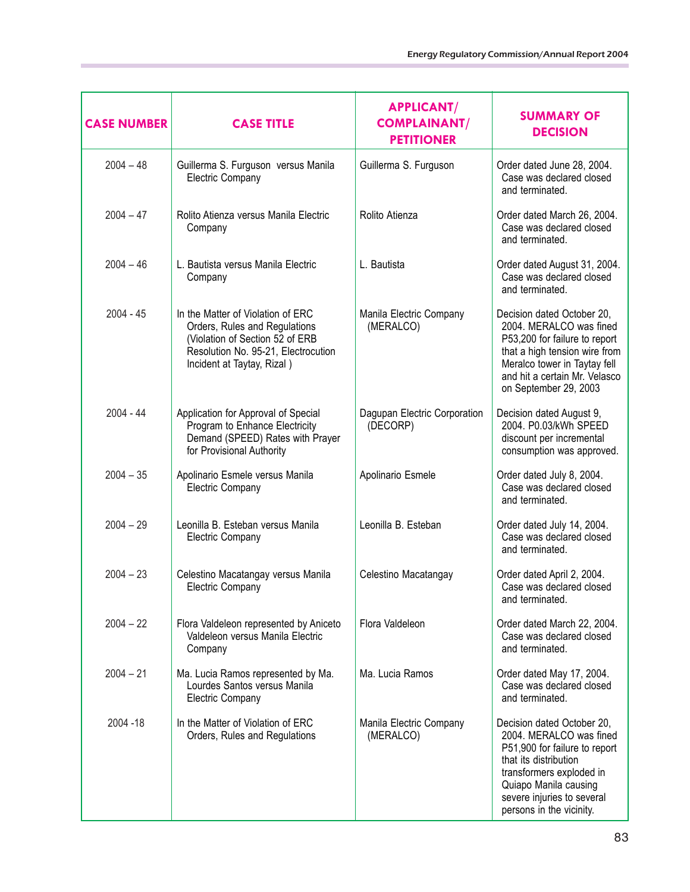| CASE NUMBER | CASE TITLE | APPLICANT/ COMPLAINANT/ PETITIONER | SUMMARY OF DECISION |
|---|---|---|---|
| 2004 – 48 | Guillerma S. Furguson versus Manila Electric Company | Guillerma S. Furguson | Order dated June 28, 2004. Case was declared closed and terminated. |
| 2004 – 47 | Rolito Atienza versus Manila Electric Company | Rolito Atienza | Order dated March 26, 2004. Case was declared closed and terminated. |
| 2004 – 46 | L. Bautista versus Manila Electric Company | L. Bautista | Order dated August 31, 2004. Case was declared closed and terminated. |
| 2004 - 45 | In the Matter of Violation of ERC Orders, Rules and Regulations (Violation of Section 52 of ERB Resolution No. 95-21, Electrocution Incident at Taytay, Rizal ) | Manila Electric Company (MERALCO) | Decision dated October 20, 2004. MERALCO was fined P53,200 for failure to report that a high tension wire from Meralco tower in Taytay fell and hit a certain Mr. Velasco on September 29, 2003 |
| 2004 - 44 | Application for Approval of Special Program to Enhance Electricity Demand (SPEED) Rates with Prayer for Provisional Authority | Dagupan Electric Corporation (DECORP) | Decision dated August 9, 2004. P0.03/kWh SPEED discount per incremental consumption was approved. |
| 2004 – 35 | Apolinario Esmele versus Manila Electric Company | Apolinario Esmele | Order dated July 8, 2004. Case was declared closed and terminated. |
| 2004 – 29 | Leonilla B. Esteban versus Manila Electric Company | Leonilla B. Esteban | Order dated July 14, 2004. Case was declared closed and terminated. |
| 2004 – 23 | Celestino Macatangay versus Manila Electric Company | Celestino Macatangay | Order dated April 2, 2004. Case was declared closed and terminated. |
| 2004 – 22 | Flora Valdeleon represented by Aniceto Valdeleon versus Manila Electric Company | Flora Valdeleon | Order dated March 22, 2004. Case was declared closed and terminated. |
| 2004 – 21 | Ma. Lucia Ramos represented by Ma. Lourdes Santos versus Manila Electric Company | Ma. Lucia Ramos | Order dated May 17, 2004. Case was declared closed and terminated. |
| 2004 -18 | In the Matter of Violation of ERC Orders, Rules and Regulations | Manila Electric Company (MERALCO) | Decision dated October 20, 2004. MERALCO was fined P51,900 for failure to report that its distribution transformers exploded in Quiapo Manila causing severe injuries to several persons in the vicinity. |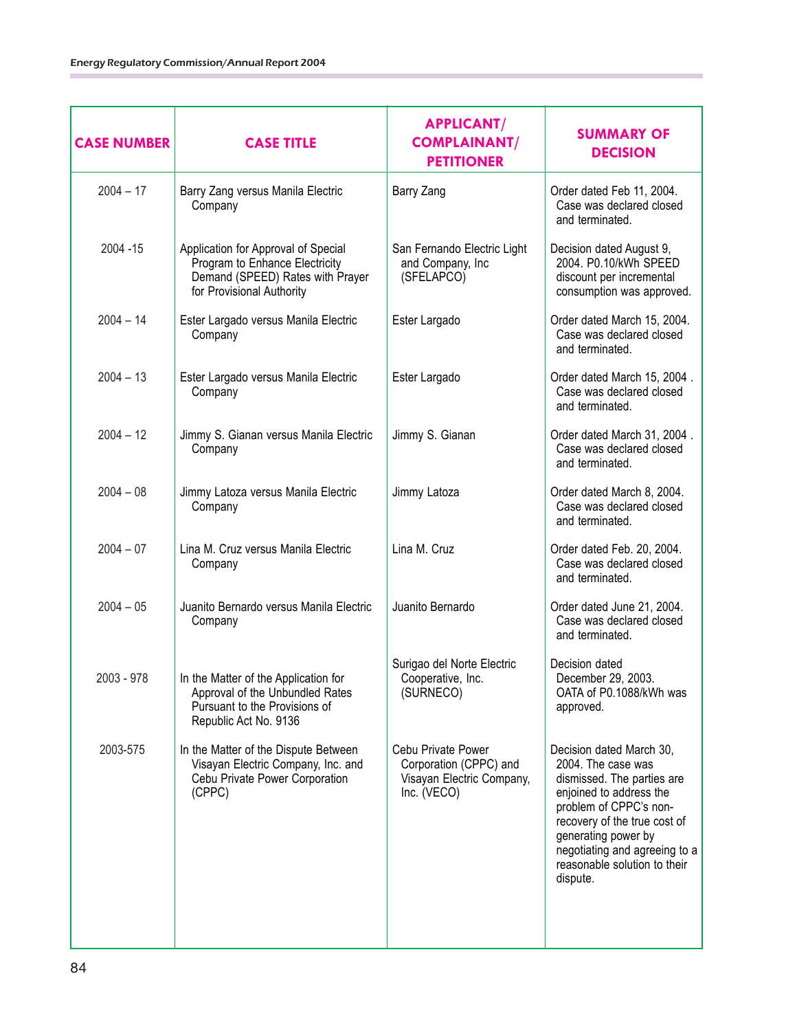| CASE NUMBER | CASE TITLE | APPLICANT/ COMPLAINANT/ PETITIONER | SUMMARY OF DECISION |
|---|---|---|---|
| 2004 – 17 | Barry Zang versus Manila Electric Company | Barry Zang | Order dated Feb 11, 2004. Case was declared closed and terminated. |
| 2004 -15 | Application for Approval of Special Program to Enhance Electricity Demand (SPEED) Rates with Prayer for Provisional Authority | San Fernando Electric Light and Company, Inc (SFELAPCO) | Decision dated August 9, 2004. P0.10/kWh SPEED discount per incremental consumption was approved. |
| 2004 – 14 | Ester Largado versus Manila Electric Company | Ester Largado | Order dated March 15, 2004. Case was declared closed and terminated. |
| 2004 – 13 | Ester Largado versus Manila Electric Company | Ester Largado | Order dated March 15, 2004 . Case was declared closed and terminated. |
| 2004 – 12 | Jimmy S. Gianan versus Manila Electric Company | Jimmy S. Gianan | Order dated March 31, 2004 . Case was declared closed and terminated. |
| 2004 – 08 | Jimmy Latoza versus Manila Electric Company | Jimmy Latoza | Order dated March 8, 2004. Case was declared closed and terminated. |
| 2004 – 07 | Lina M. Cruz versus Manila Electric Company | Lina M. Cruz | Order dated Feb. 20, 2004. Case was declared closed and terminated. |
| 2004 – 05 | Juanito Bernardo versus Manila Electric Company | Juanito Bernardo | Order dated June 21, 2004. Case was declared closed and terminated. |
| 2003 - 978 | In the Matter of the Application for Approval of the Unbundled Rates Pursuant to the Provisions of Republic Act No. 9136 | Surigao del Norte Electric Cooperative, Inc. (SURNECO) | Decision dated December 29, 2003. OATA of P0.1088/kWh was approved. |
| 2003-575 | In the Matter of the Dispute Between Visayan Electric Company, Inc. and Cebu Private Power Corporation (CPPC) | Cebu Private Power Corporation (CPPC) and Visayan Electric Company, Inc. (VECO) | Decision dated March 30, 2004. The case was dismissed. The parties are enjoined to address the problem of CPPC's non-recovery of the true cost of generating power by negotiating and agreeing to a reasonable solution to their dispute. |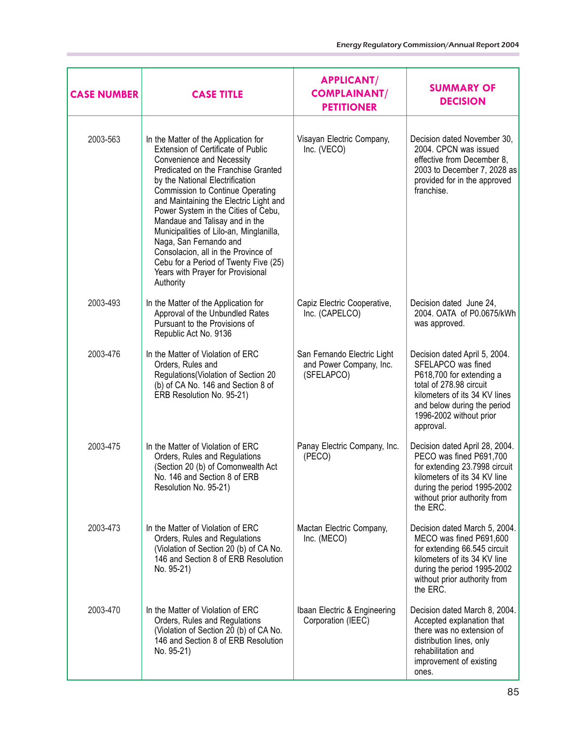| CASE NUMBER | CASE TITLE | APPLICANT/ COMPLAINANT/ PETITIONER | SUMMARY OF DECISION |
|---|---|---|---|
| 2003-563 | In the Matter of the Application for Extension of Certificate of Public Convenience and Necessity Predicated on the Franchise Granted by the National Electrification Commission to Continue Operating and Maintaining the Electric Light and Power System in the Cities of Cebu, Mandaue and Talisay and in the Municipalities of Lilo-an, Minglanilla, Naga, San Fernando and Consolacion, all in the Province of Cebu for a Period of Twenty Five (25) Years with Prayer for Provisional Authority | Visayan Electric Company, Inc. (VECO) | Decision dated November 30, 2004. CPCN was issued effective from December 8, 2003 to December 7, 2028 as provided for in the approved franchise. |
| 2003-493 | In the Matter of the Application for Approval of the Unbundled Rates Pursuant to the Provisions of Republic Act No. 9136 | Capiz Electric Cooperative, Inc. (CAPELCO) | Decision dated June 24, 2004. OATA of P0.0675/kWh was approved. |
| 2003-476 | In the Matter of Violation of ERC Orders, Rules and Regulations(Violation of Section 20 (b) of CA No. 146 and Section 8 of ERB Resolution No. 95-21) | San Fernando Electric Light and Power Company, Inc. (SFELAPCO) | Decision dated April 5, 2004. SFELAPCO was fined P618,700 for extending a total of 278.98 circuit kilometers of its 34 KV lines and below during the period 1996-2002 without prior approval. |
| 2003-475 | In the Matter of Violation of ERC Orders, Rules and Regulations (Section 20 (b) of Comonwealth Act No. 146 and Section 8 of ERB Resolution No. 95-21) | Panay Electric Company, Inc. (PECO) | Decision dated April 28, 2004. PECO was fined P691,700 for extending 23.7998 circuit kilometers of its 34 KV line during the period 1995-2002 without prior authority from the ERC. |
| 2003-473 | In the Matter of Violation of ERC Orders, Rules and Regulations (Violation of Section 20 (b) of CA No. 146 and Section 8 of ERB Resolution No. 95-21) | Mactan Electric Company, Inc. (MECO) | Decision dated March 5, 2004. MECO was fined P691,600 for extending 66.545 circuit kilometers of its 34 KV line during the period 1995-2002 without prior authority from the ERC. |
| 2003-470 | In the Matter of Violation of ERC Orders, Rules and Regulations (Violation of Section 20 (b) of CA No. 146 and Section 8 of ERB Resolution No. 95-21) | Ibaan Electric & Engineering Corporation (IEEC) | Decision dated March 8, 2004. Accepted explanation that there was no extension of distribution lines, only rehabilitation and improvement of existing ones. |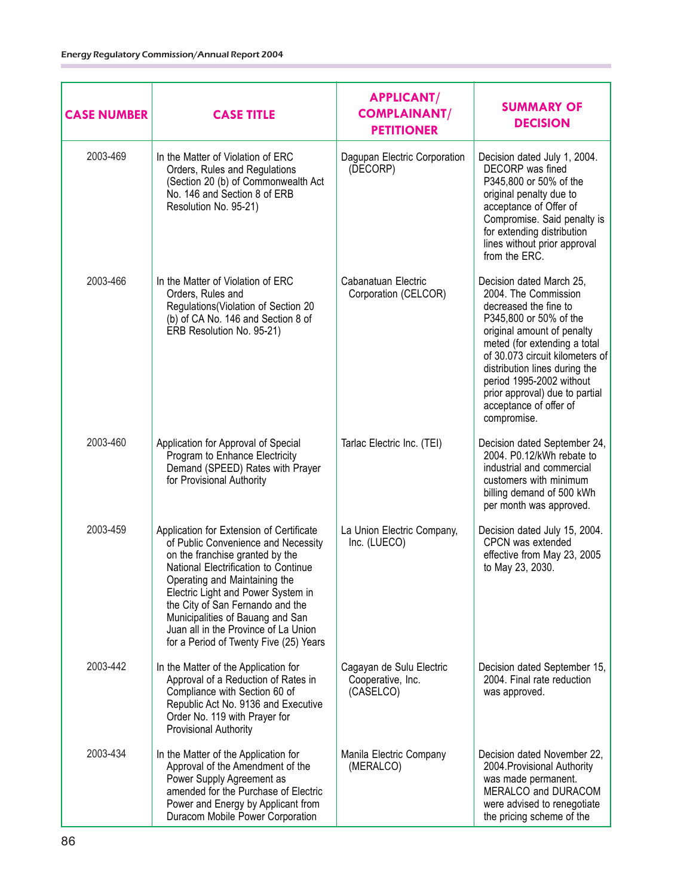| CASE NUMBER | CASE TITLE | APPLICANT/ COMPLAINANT/ PETITIONER | SUMMARY OF DECISION |
|---|---|---|---|
| 2003-469 | In the Matter of Violation of ERC Orders, Rules and Regulations (Section 20 (b) of Commonwealth Act No. 146 and Section 8 of ERB Resolution No. 95-21) | Dagupan Electric Corporation (DECORP) | Decision dated July 1, 2004. DECORP was fined P345,800 or 50% of the original penalty due to acceptance of Offer of Compromise. Said penalty is for extending distribution lines without prior approval from the ERC. |
| 2003-466 | In the Matter of Violation of ERC Orders, Rules and Regulations(Violation of Section 20 (b) of CA No. 146 and Section 8 of ERB Resolution No. 95-21) | Cabanatuan Electric Corporation (CELCOR) | Decision dated March 25, 2004. The Commission decreased the fine to P345,800 or 50% of the original amount of penalty meted (for extending a total of 30.073 circuit kilometers of distribution lines during the period 1995-2002 without prior approval) due to partial acceptance of offer of compromise. |
| 2003-460 | Application for Approval of Special Program to Enhance Electricity Demand (SPEED) Rates with Prayer for Provisional Authority | Tarlac Electric Inc. (TEI) | Decision dated September 24, 2004. P0.12/kWh rebate to industrial and commercial customers with minimum billing demand of 500 kWh per month was approved. |
| 2003-459 | Application for Extension of Certificate of Public Convenience and Necessity on the franchise granted by the National Electrification to Continue Operating and Maintaining the Electric Light and Power System in the City of San Fernando and the Municipalities of Bauang and San Juan all in the Province of La Union for a Period of Twenty Five (25) Years | La Union Electric Company, Inc. (LUECO) | Decision dated July 15, 2004. CPCN was extended effective from May 23, 2005 to May 23, 2030. |
| 2003-442 | In the Matter of the Application for Approval of a Reduction of Rates in Compliance with Section 60 of Republic Act No. 9136 and Executive Order No. 119 with Prayer for Provisional Authority | Cagayan de Sulu Electric Cooperative, Inc. (CASELCO) | Decision dated September 15, 2004. Final rate reduction was approved. |
| 2003-434 | In the Matter of the Application for Approval of the Amendment of the Power Supply Agreement as amended for the Purchase of Electric Power and Energy by Applicant from Duracom Mobile Power Corporation | Manila Electric Company (MERALCO) | Decision dated November 22, 2004.Provisional Authority was made permanent. MERALCO and DURACOM were advised to renegotiate the pricing scheme of the |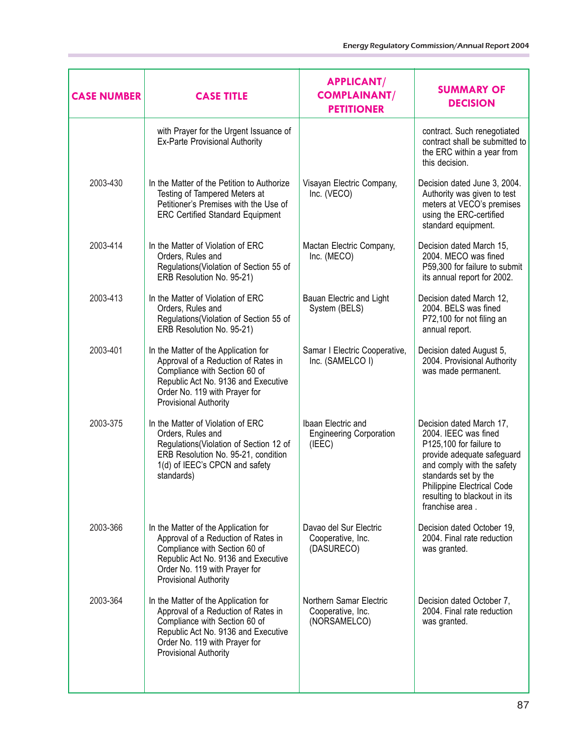| CASE NUMBER | CASE TITLE | APPLICANT/ COMPLAINANT/ PETITIONER | SUMMARY OF DECISION |
|---|---|---|---|
| | with Prayer for the Urgent Issuance of Ex-Parte Provisional Authority | | contract. Such renegotiated contract shall be submitted to the ERC within a year from this decision. |
| 2003-430 | In the Matter of the Petition to Authorize Testing of Tampered Meters at Petitioner's Premises with the Use of ERC Certified Standard Equipment | Visayan Electric Company, Inc. (VECO) | Decision dated June 3, 2004. Authority was given to test meters at VECO's premises using the ERC-certified standard equipment. |
| 2003-414 | In the Matter of Violation of ERC Orders, Rules and Regulations(Violation of Section 55 of ERB Resolution No. 95-21) | Mactan Electric Company, Inc. (MECO) | Decision dated March 15, 2004. MECO was fined P59,300 for failure to submit its annual report for 2002. |
| 2003-413 | In the Matter of Violation of ERC Orders, Rules and Regulations(Violation of Section 55 of ERB Resolution No. 95-21) | Bauan Electric and Light System (BELS) | Decision dated March 12, 2004. BELS was fined P72,100 for not filing an annual report. |
| 2003-401 | In the Matter of the Application for Approval of a Reduction of Rates in Compliance with Section 60 of Republic Act No. 9136 and Executive Order No. 119 with Prayer for Provisional Authority | Samar I Electric Cooperative, Inc. (SAMELCO I) | Decision dated August 5, 2004. Provisional Authority was made permanent. |
| 2003-375 | In the Matter of Violation of ERC Orders, Rules and Regulations(Violation of Section 12 of ERB Resolution No. 95-21, condition 1(d) of IEEC's CPCN and safety standards) | Ibaan Electric and Engineering Corporation (IEEC) | Decision dated March 17, 2004. IEEC was fined P125,100 for failure to provide adequate safeguard and comply with the safety standards set by the Philippine Electrical Code resulting to blackout in its franchise area . |
| 2003-366 | In the Matter of the Application for Approval of a Reduction of Rates in Compliance with Section 60 of Republic Act No. 9136 and Executive Order No. 119 with Prayer for Provisional Authority | Davao del Sur Electric Cooperative, Inc. (DASURECO) | Decision dated October 19, 2004. Final rate reduction was granted. |
| 2003-364 | In the Matter of the Application for Approval of a Reduction of Rates in Compliance with Section 60 of Republic Act No. 9136 and Executive Order No. 119 with Prayer for Provisional Authority | Northern Samar Electric Cooperative, Inc. (NORSAMELCO) | Decision dated October 7, 2004. Final rate reduction was granted. |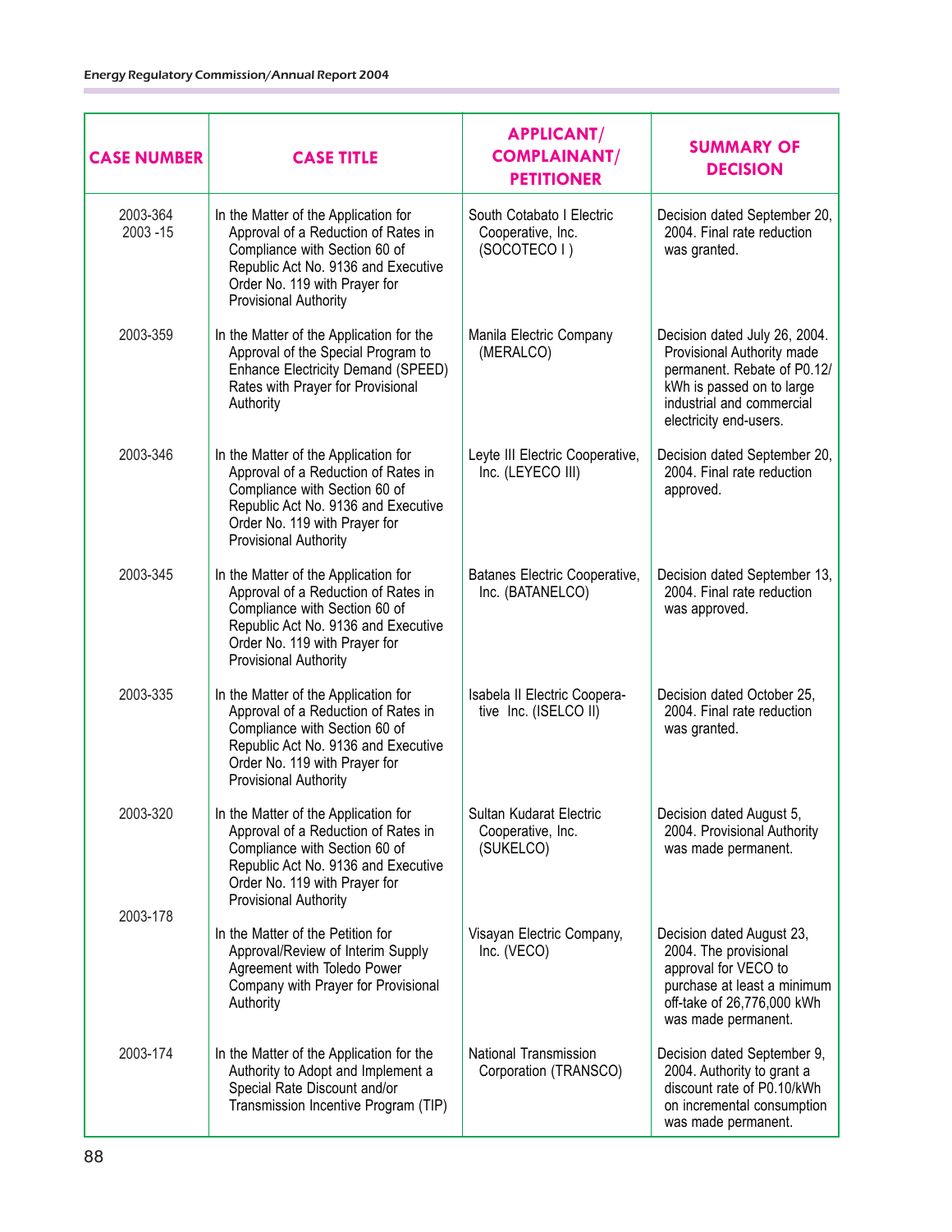| CASE NUMBER | CASE TITLE | APPLICANT/ COMPLAINANT/ PETITIONER | SUMMARY OF DECISION |
|---|---|---|---|
| 2003-364 2003 -15 | In the Matter of the Application for Approval of a Reduction of Rates in Compliance with Section 60 of Republic Act No. 9136 and Executive Order No. 119 with Prayer for Provisional Authority | South Cotabato I Electric Cooperative, Inc. (SOCOTECO I ) | Decision dated September 20, 2004. Final rate reduction was granted. |
| 2003-359 | In the Matter of the Application for the Approval of the Special Program to Enhance Electricity Demand (SPEED) Rates with Prayer for Provisional Authority | Manila Electric Company (MERALCO) | Decision dated July 26, 2004. Provisional Authority made permanent. Rebate of P0.12/ kWh is passed on to large industrial and commercial electricity end-users. |
| 2003-346 | In the Matter of the Application for Approval of a Reduction of Rates in Compliance with Section 60 of Republic Act No. 9136 and Executive Order No. 119 with Prayer for Provisional Authority | Leyte III Electric Cooperative, Inc. (LEYECO III) | Decision dated September 20, 2004. Final rate reduction approved. |
| 2003-345 | In the Matter of the Application for Approval of a Reduction of Rates in Compliance with Section 60 of Republic Act No. 9136 and Executive Order No. 119 with Prayer for Provisional Authority | Batanes Electric Cooperative, Inc. (BATANELCO) | Decision dated September 13, 2004. Final rate reduction was approved. |
| 2003-335 | In the Matter of the Application for Approval of a Reduction of Rates in Compliance with Section 60 of Republic Act No. 9136 and Executive Order No. 119 with Prayer for Provisional Authority | Isabela II Electric Cooperative Inc. (ISELCO II) | Decision dated October 25, 2004. Final rate reduction was granted. |
| 2003-320 | In the Matter of the Application for Approval of a Reduction of Rates in Compliance with Section 60 of Republic Act No. 9136 and Executive Order No. 119 with Prayer for Provisional Authority | Sultan Kudarat Electric Cooperative, Inc. (SUKELCO) | Decision dated August 5, 2004. Provisional Authority was made permanent. |
| 2003-178 | In the Matter of the Petition for Approval/Review of Interim Supply Agreement with Toledo Power Company with Prayer for Provisional Authority | Visayan Electric Company, Inc. (VECO) | Decision dated August 23, 2004. The provisional approval for VECO to purchase at least a minimum off-take of 26,776,000 kWh was made permanent. |
| 2003-174 | In the Matter of the Application for the Authority to Adopt and Implement a Special Rate Discount and/or Transmission Incentive Program (TIP) | National Transmission Corporation (TRANSCO) | Decision dated September 9, 2004. Authority to grant a discount rate of P0.10/kWh on incremental consumption was made permanent. |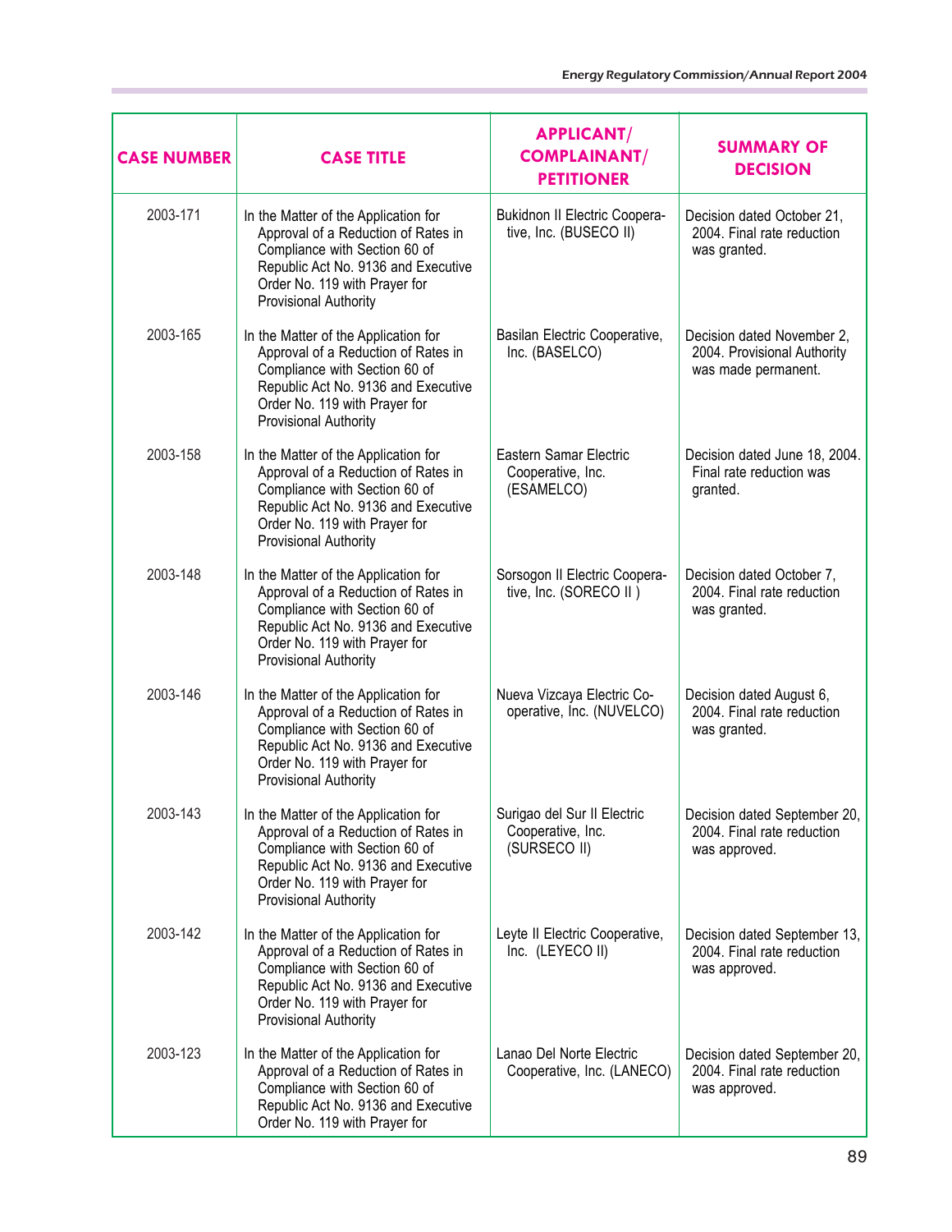| CASE NUMBER | CASE TITLE | APPLICANT/ COMPLAINANT/ PETITIONER | SUMMARY OF DECISION |
|---|---|---|---|
| 2003-171 | In the Matter of the Application for Approval of a Reduction of Rates in Compliance with Section 60 of Republic Act No. 9136 and Executive Order No. 119 with Prayer for Provisional Authority | Bukidnon II Electric Cooperative, Inc. (BUSECO II) | Decision dated October 21, 2004. Final rate reduction was granted. |
| 2003-165 | In the Matter of the Application for Approval of a Reduction of Rates in Compliance with Section 60 of Republic Act No. 9136 and Executive Order No. 119 with Prayer for Provisional Authority | Basilan Electric Cooperative, Inc. (BASELCO) | Decision dated November 2, 2004. Provisional Authority was made permanent. |
| 2003-158 | In the Matter of the Application for Approval of a Reduction of Rates in Compliance with Section 60 of Republic Act No. 9136 and Executive Order No. 119 with Prayer for Provisional Authority | Eastern Samar Electric Cooperative, Inc. (ESAMELCO) | Decision dated June 18, 2004. Final rate reduction was granted. |
| 2003-148 | In the Matter of the Application for Approval of a Reduction of Rates in Compliance with Section 60 of Republic Act No. 9136 and Executive Order No. 119 with Prayer for Provisional Authority | Sorsogon II Electric Cooperative, Inc. (SORECO II ) | Decision dated October 7, 2004. Final rate reduction was granted. |
| 2003-146 | In the Matter of the Application for Approval of a Reduction of Rates in Compliance with Section 60 of Republic Act No. 9136 and Executive Order No. 119 with Prayer for Provisional Authority | Nueva Vizcaya Electric Cooperative, Inc. (NUVELCO) | Decision dated August 6, 2004. Final rate reduction was granted. |
| 2003-143 | In the Matter of the Application for Approval of a Reduction of Rates in Compliance with Section 60 of Republic Act No. 9136 and Executive Order No. 119 with Prayer for Provisional Authority | Surigao del Sur II Electric Cooperative, Inc. (SURSECO II) | Decision dated September 20, 2004. Final rate reduction was approved. |
| 2003-142 | In the Matter of the Application for Approval of a Reduction of Rates in Compliance with Section 60 of Republic Act No. 9136 and Executive Order No. 119 with Prayer for Provisional Authority | Leyte II Electric Cooperative, Inc. (LEYECO II) | Decision dated September 13, 2004. Final rate reduction was approved. |
| 2003-123 | In the Matter of the Application for Approval of a Reduction of Rates in Compliance with Section 60 of Republic Act No. 9136 and Executive Order No. 119 with Prayer for | Lanao Del Norte Electric Cooperative, Inc. (LANECO) | Decision dated September 20, 2004. Final rate reduction was approved. |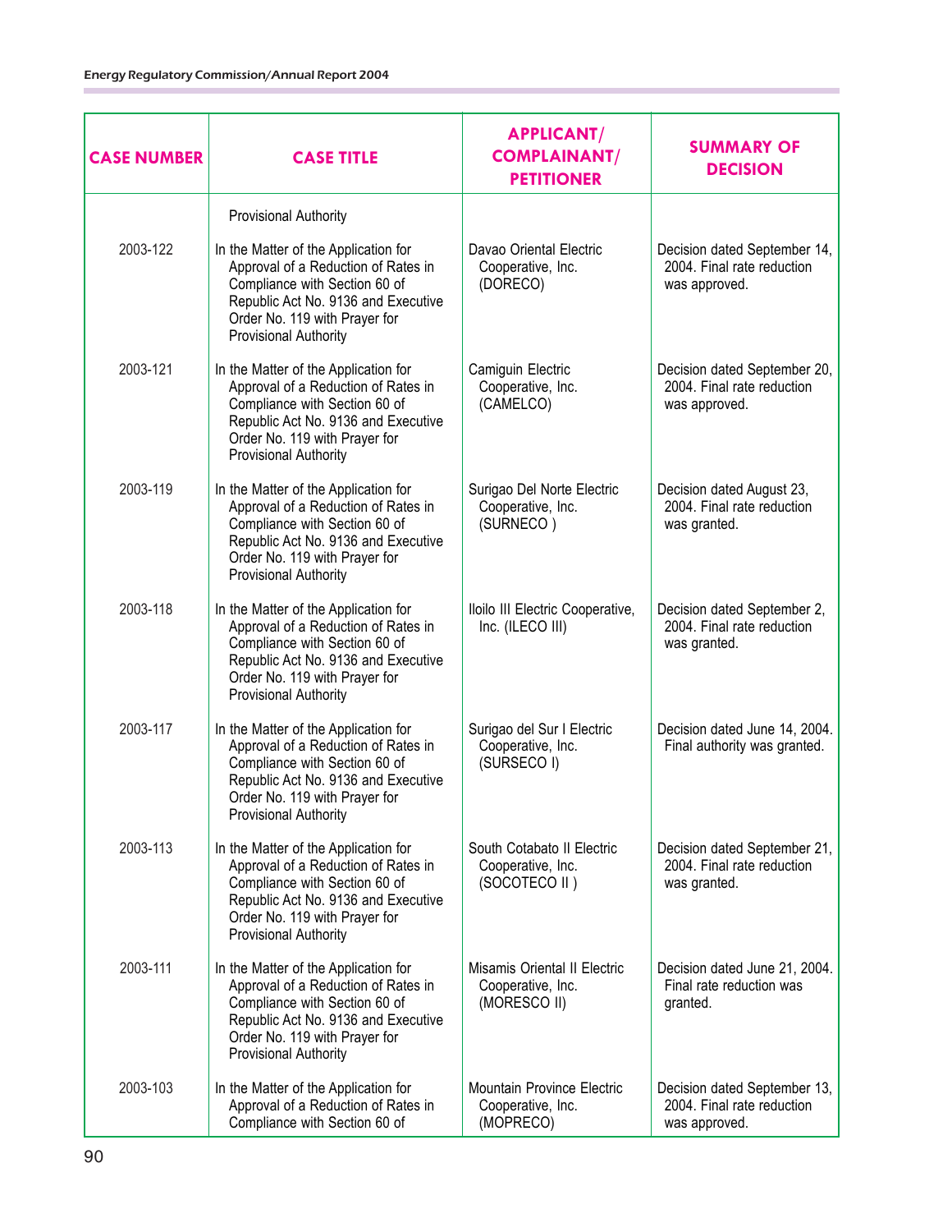| CASE NUMBER | CASE TITLE | APPLICANT/ COMPLAINANT/ PETITIONER | SUMMARY OF DECISION |
|---|---|---|---|
| | Provisional Authority | | |
| 2003-122 | In the Matter of the Application for Approval of a Reduction of Rates in Compliance with Section 60 of Republic Act No. 9136 and Executive Order No. 119 with Prayer for Provisional Authority | Davao Oriental Electric Cooperative, Inc. (DORECO) | Decision dated September 14, 2004. Final rate reduction was approved. |
| 2003-121 | In the Matter of the Application for Approval of a Reduction of Rates in Compliance with Section 60 of Republic Act No. 9136 and Executive Order No. 119 with Prayer for Provisional Authority | Camiguin Electric Cooperative, Inc. (CAMELCO) | Decision dated September 20, 2004. Final rate reduction was approved. |
| 2003-119 | In the Matter of the Application for Approval of a Reduction of Rates in Compliance with Section 60 of Republic Act No. 9136 and Executive Order No. 119 with Prayer for Provisional Authority | Surigao Del Norte Electric Cooperative, Inc. (SURNECO ) | Decision dated August 23, 2004. Final rate reduction was granted. |
| 2003-118 | In the Matter of the Application for Approval of a Reduction of Rates in Compliance with Section 60 of Republic Act No. 9136 and Executive Order No. 119 with Prayer for Provisional Authority | Iloilo III Electric Cooperative, Inc. (ILECO III) | Decision dated September 2, 2004. Final rate reduction was granted. |
| 2003-117 | In the Matter of the Application for Approval of a Reduction of Rates in Compliance with Section 60 of Republic Act No. 9136 and Executive Order No. 119 with Prayer for Provisional Authority | Surigao del Sur I Electric Cooperative, Inc. (SURSECO I) | Decision dated June 14, 2004. Final authority was granted. |
| 2003-113 | In the Matter of the Application for Approval of a Reduction of Rates in Compliance with Section 60 of Republic Act No. 9136 and Executive Order No. 119 with Prayer for Provisional Authority | South Cotabato II Electric Cooperative, Inc. (SOCOTECO II ) | Decision dated September 21, 2004. Final rate reduction was granted. |
| 2003-111 | In the Matter of the Application for Approval of a Reduction of Rates in Compliance with Section 60 of Republic Act No. 9136 and Executive Order No. 119 with Prayer for Provisional Authority | Misamis Oriental II Electric Cooperative, Inc. (MORESCO II) | Decision dated June 21, 2004. Final rate reduction was granted. |
| 2003-103 | In the Matter of the Application for Approval of a Reduction of Rates in Compliance with Section 60 of | Mountain Province Electric Cooperative, Inc. (MOPRECO) | Decision dated September 13, 2004. Final rate reduction was approved. |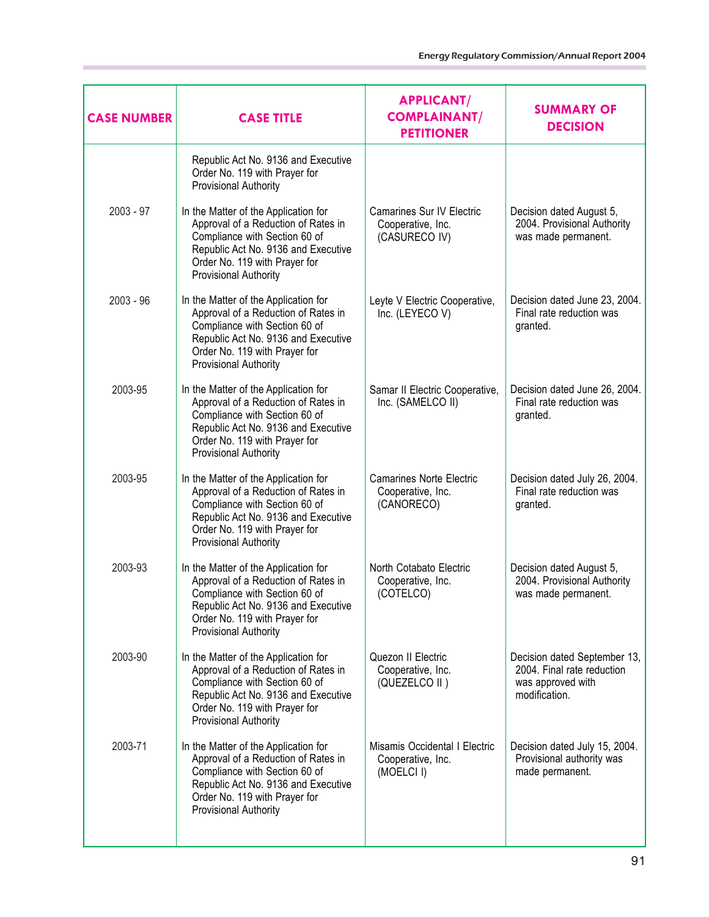| CASE NUMBER | CASE TITLE | APPLICANT/ COMPLAINANT/ PETITIONER | SUMMARY OF DECISION |
|---|---|---|---|
| | Republic Act No. 9136 and Executive Order No. 119 with Prayer for Provisional Authority | | |
| 2003 - 97 | In the Matter of the Application for Approval of a Reduction of Rates in Compliance with Section 60 of Republic Act No. 9136 and Executive Order No. 119 with Prayer for Provisional Authority | Camarines Sur IV Electric Cooperative, Inc. (CASURECO IV) | Decision dated August 5, 2004. Provisional Authority was made permanent. |
| 2003 - 96 | In the Matter of the Application for Approval of a Reduction of Rates in Compliance with Section 60 of Republic Act No. 9136 and Executive Order No. 119 with Prayer for Provisional Authority | Leyte V Electric Cooperative, Inc. (LEYECO V) | Decision dated June 23, 2004. Final rate reduction was granted. |
| 2003-95 | In the Matter of the Application for Approval of a Reduction of Rates in Compliance with Section 60 of Republic Act No. 9136 and Executive Order No. 119 with Prayer for Provisional Authority | Samar II Electric Cooperative, Inc. (SAMELCO II) | Decision dated June 26, 2004. Final rate reduction was granted. |
| 2003-95 | In the Matter of the Application for Approval of a Reduction of Rates in Compliance with Section 60 of Republic Act No. 9136 and Executive Order No. 119 with Prayer for Provisional Authority | Camarines Norte Electric Cooperative, Inc. (CANORECO) | Decision dated July 26, 2004. Final rate reduction was granted. |
| 2003-93 | In the Matter of the Application for Approval of a Reduction of Rates in Compliance with Section 60 of Republic Act No. 9136 and Executive Order No. 119 with Prayer for Provisional Authority | North Cotabato Electric Cooperative, Inc. (COTELCO) | Decision dated August 5, 2004. Provisional Authority was made permanent. |
| 2003-90 | In the Matter of the Application for Approval of a Reduction of Rates in Compliance with Section 60 of Republic Act No. 9136 and Executive Order No. 119 with Prayer for Provisional Authority | Quezon II Electric Cooperative, Inc. (QUEZELCO II ) | Decision dated September 13, 2004. Final rate reduction was approved with modification. |
| 2003-71 | In the Matter of the Application for Approval of a Reduction of Rates in Compliance with Section 60 of Republic Act No. 9136 and Executive Order No. 119 with Prayer for Provisional Authority | Misamis Occidental I Electric Cooperative, Inc. (MOELCI I) | Decision dated July 15, 2004. Provisional authority was made permanent. |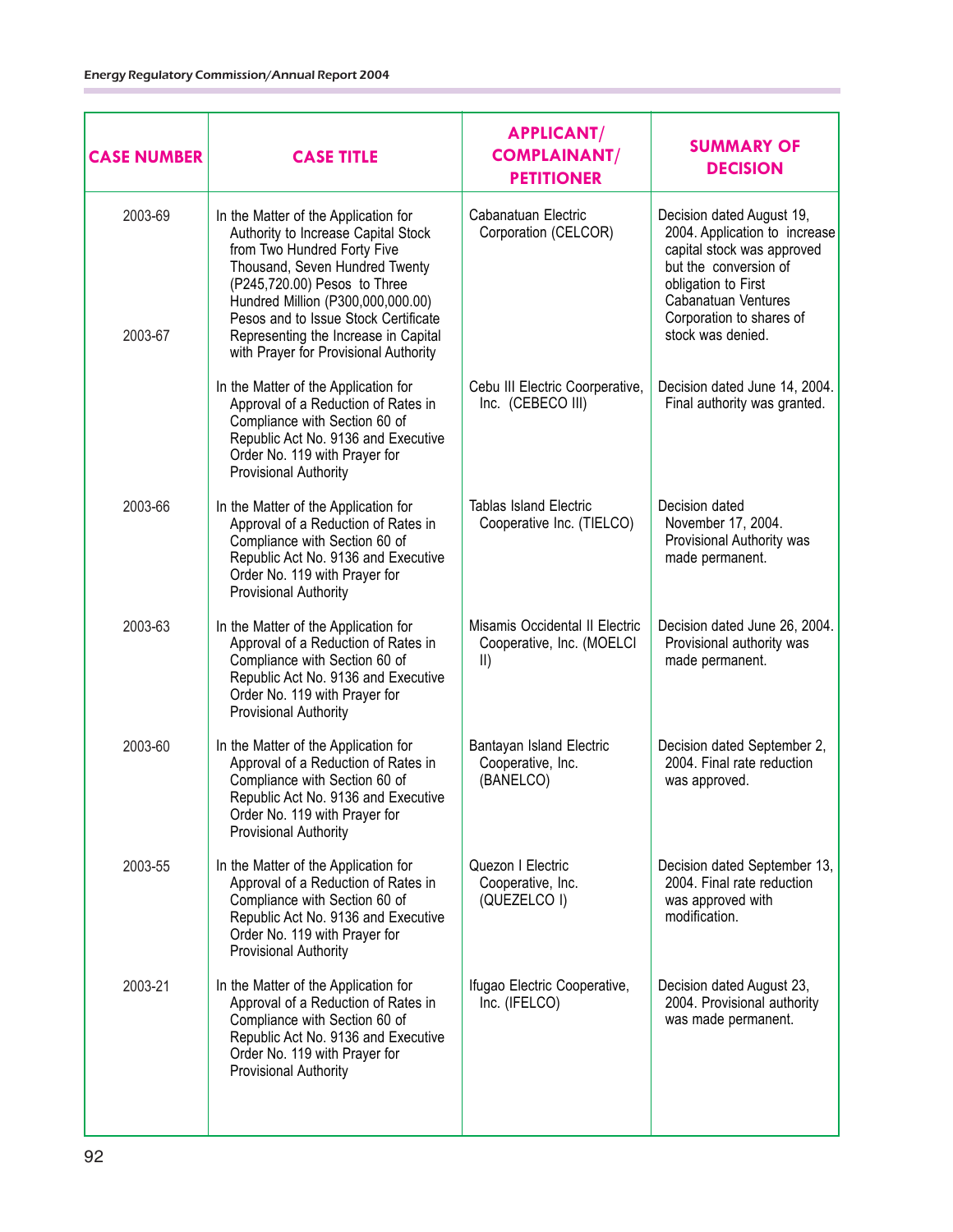| CASE NUMBER | CASE TITLE | APPLICANT/ COMPLAINANT/ PETITIONER | SUMMARY OF DECISION |
|---|---|---|---|
| 2003-69 | In the Matter of the Application for Authority to Increase Capital Stock from Two Hundred Forty Five Thousand, Seven Hundred Twenty (P245,720.00) Pesos to Three Hundred Million (P300,000,000.00) Pesos and to Issue Stock Certificate Representing the Increase in Capital with Prayer for Provisional Authority | Cabanatuan Electric Corporation (CELCOR) | Decision dated August 19, 2004. Application to increase capital stock was approved but the conversion of obligation to First Cabanatuan Ventures Corporation to shares of stock was denied. |
| 2003-67 | In the Matter of the Application for Approval of a Reduction of Rates in Compliance with Section 60 of Republic Act No. 9136 and Executive Order No. 119 with Prayer for Provisional Authority | Cebu III Electric Coorperative, Inc. (CEBECO III) | Decision dated June 14, 2004. Final authority was granted. |
| 2003-66 | In the Matter of the Application for Approval of a Reduction of Rates in Compliance with Section 60 of Republic Act No. 9136 and Executive Order No. 119 with Prayer for Provisional Authority | Tablas Island Electric Cooperative Inc. (TIELCO) | Decision dated November 17, 2004. Provisional Authority was made permanent. |
| 2003-63 | In the Matter of the Application for Approval of a Reduction of Rates in Compliance with Section 60 of Republic Act No. 9136 and Executive Order No. 119 with Prayer for Provisional Authority | Misamis Occidental II Electric Cooperative, Inc. (MOELCI II) | Decision dated June 26, 2004. Provisional authority was made permanent. |
| 2003-60 | In the Matter of the Application for Approval of a Reduction of Rates in Compliance with Section 60 of Republic Act No. 9136 and Executive Order No. 119 with Prayer for Provisional Authority | Bantayan Island Electric Cooperative, Inc. (BANELCO) | Decision dated September 2, 2004. Final rate reduction was approved. |
| 2003-55 | In the Matter of the Application for Approval of a Reduction of Rates in Compliance with Section 60 of Republic Act No. 9136 and Executive Order No. 119 with Prayer for Provisional Authority | Quezon I Electric Cooperative, Inc. (QUEZELCO I) | Decision dated September 13, 2004. Final rate reduction was approved with modification. |
| 2003-21 | In the Matter of the Application for Approval of a Reduction of Rates in Compliance with Section 60 of Republic Act No. 9136 and Executive Order No. 119 with Prayer for Provisional Authority | Ifugao Electric Cooperative, Inc. (IFELCO) | Decision dated August 23, 2004. Provisional authority was made permanent. |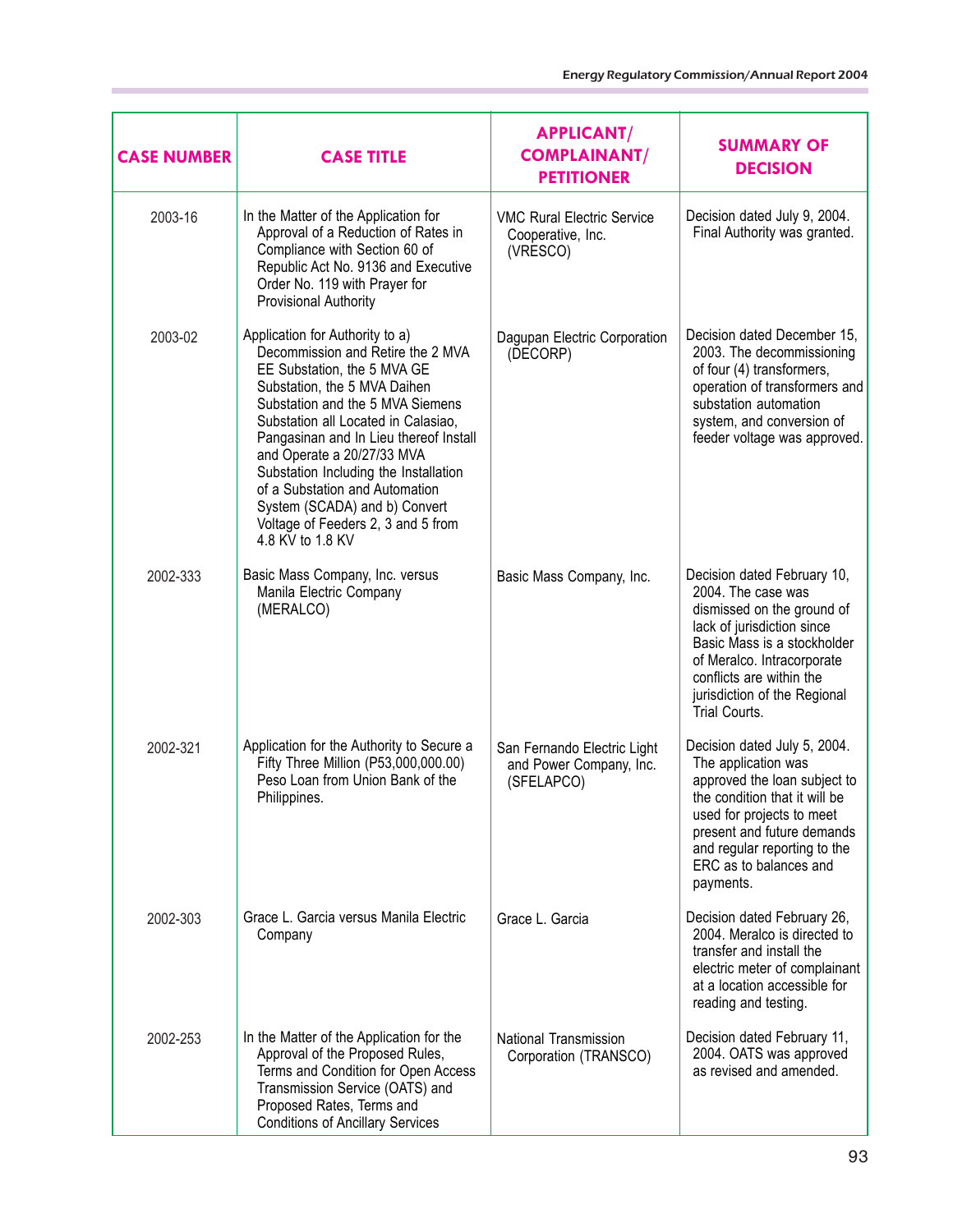| CASE NUMBER | CASE TITLE | APPLICANT/ COMPLAINANT/ PETITIONER | SUMMARY OF DECISION |
|---|---|---|---|
| 2003-16 | In the Matter of the Application for Approval of a Reduction of Rates in Compliance with Section 60 of Republic Act No. 9136 and Executive Order No. 119 with Prayer for Provisional Authority | VMC Rural Electric Service Cooperative, Inc. (VRESCO) | Decision dated July 9, 2004. Final Authority was granted. |
| 2003-02 | Application for Authority to a) Decommission and Retire the 2 MVA EE Substation, the 5 MVA GE Substation, the 5 MVA Daihen Substation and the 5 MVA Siemens Substation all Located in Calasiao, Pangasinan and In Lieu thereof Install and Operate a 20/27/33 MVA Substation Including the Installation of a Substation and Automation System (SCADA) and b) Convert Voltage of Feeders 2, 3 and 5 from 4.8 KV to 1.8 KV | Dagupan Electric Corporation (DECORP) | Decision dated December 15, 2003. The decommissioning of four (4) transformers, operation of transformers and substation automation system, and conversion of feeder voltage was approved. |
| 2002-333 | Basic Mass Company, Inc. versus Manila Electric Company (MERALCO) | Basic Mass Company, Inc. | Decision dated February 10, 2004. The case was dismissed on the ground of lack of jurisdiction since Basic Mass is a stockholder of Meralco. Intracorporate conflicts are within the jurisdiction of the Regional Trial Courts. |
| 2002-321 | Application for the Authority to Secure a Fifty Three Million (P53,000,000.00) Peso Loan from Union Bank of the Philippines. | San Fernando Electric Light and Power Company, Inc. (SFELAPCO) | Decision dated July 5, 2004. The application was approved the loan subject to the condition that it will be used for projects to meet present and future demands and regular reporting to the ERC as to balances and payments. |
| 2002-303 | Grace L. Garcia versus Manila Electric Company | Grace L. Garcia | Decision dated February 26, 2004. Meralco is directed to transfer and install the electric meter of complainant at a location accessible for reading and testing. |
| 2002-253 | In the Matter of the Application for the Approval of the Proposed Rules, Terms and Condition for Open Access Transmission Service (OATS) and Proposed Rates, Terms and Conditions of Ancillary Services | National Transmission Corporation (TRANSCO) | Decision dated February 11, 2004. OATS was approved as revised and amended. |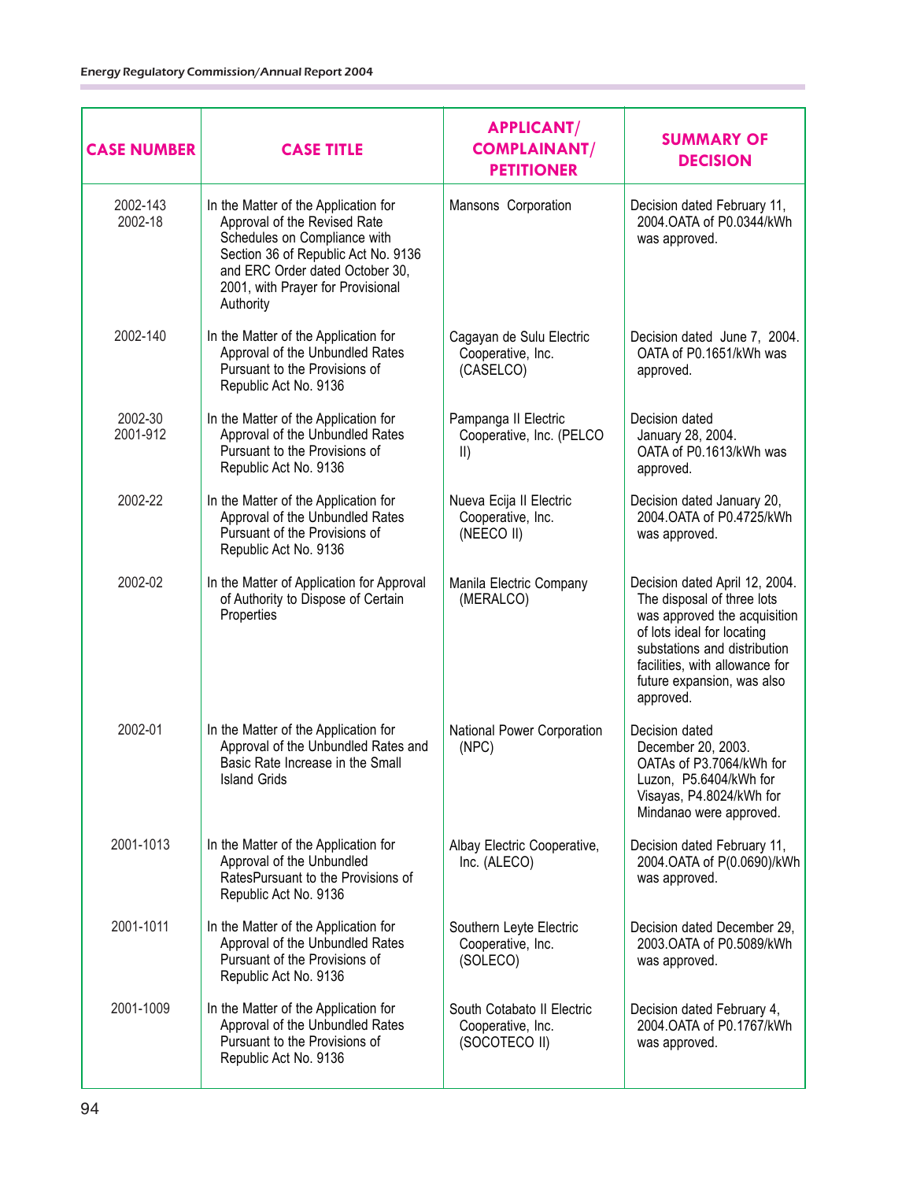| CASE NUMBER | CASE TITLE | APPLICANT/ COMPLAINANT/ PETITIONER | SUMMARY OF DECISION |
|---|---|---|---|
| 2002-143<br>2002-18 | In the Matter of the Application for Approval of the Revised Rate Schedules on Compliance with Section 36 of Republic Act No. 9136 and ERC Order dated October 30, 2001, with Prayer for Provisional Authority | Mansons Corporation | Decision dated February 11, 2004.OATA of P0.0344/kWh was approved. |
| 2002-140 | In the Matter of the Application for Approval of the Unbundled Rates Pursuant to the Provisions of Republic Act No. 9136 | Cagayan de Sulu Electric Cooperative, Inc. (CASELCO) | Decision dated June 7, 2004. OATA of P0.1651/kWh was approved. |
| 2002-30<br>2001-912 | In the Matter of the Application for Approval of the Unbundled Rates Pursuant to the Provisions of Republic Act No. 9136 | Pampanga II Electric Cooperative, Inc. (PELCO II) | Decision dated January 28, 2004. OATA of P0.1613/kWh was approved. |
| 2002-22 | In the Matter of the Application for Approval of the Unbundled Rates Pursuant of the Provisions of Republic Act No. 9136 | Nueva Ecija II Electric Cooperative, Inc. (NEECO II) | Decision dated January 20, 2004.OATA of P0.4725/kWh was approved. |
| 2002-02 | In the Matter of Application for Approval of Authority to Dispose of Certain Properties | Manila Electric Company (MERALCO) | Decision dated April 12, 2004. The disposal of three lots was approved the acquisition of lots ideal for locating substations and distribution facilities, with allowance for future expansion, was also approved. |
| 2002-01 | In the Matter of the Application for Approval of the Unbundled Rates and Basic Rate Increase in the Small Island Grids | National Power Corporation (NPC) | Decision dated December 20, 2003. OATAs of P3.7064/kWh for Luzon, P5.6404/kWh for Visayas, P4.8024/kWh for Mindanao were approved. |
| 2001-1013 | In the Matter of the Application for Approval of the Unbundled RatesPursuant to the Provisions of Republic Act No. 9136 | Albay Electric Cooperative, Inc. (ALECO) | Decision dated February 11, 2004.OATA of P(0.0690)/kWh was approved. |
| 2001-1011 | In the Matter of the Application for Approval of the Unbundled Rates Pursuant of the Provisions of Republic Act No. 9136 | Southern Leyte Electric Cooperative, Inc. (SOLECO) | Decision dated December 29, 2003.OATA of P0.5089/kWh was approved. |
| 2001-1009 | In the Matter of the Application for Approval of the Unbundled Rates Pursuant to the Provisions of Republic Act No. 9136 | South Cotabato II Electric Cooperative, Inc. (SOCOTECO II) | Decision dated February 4, 2004.OATA of P0.1767/kWh was approved. |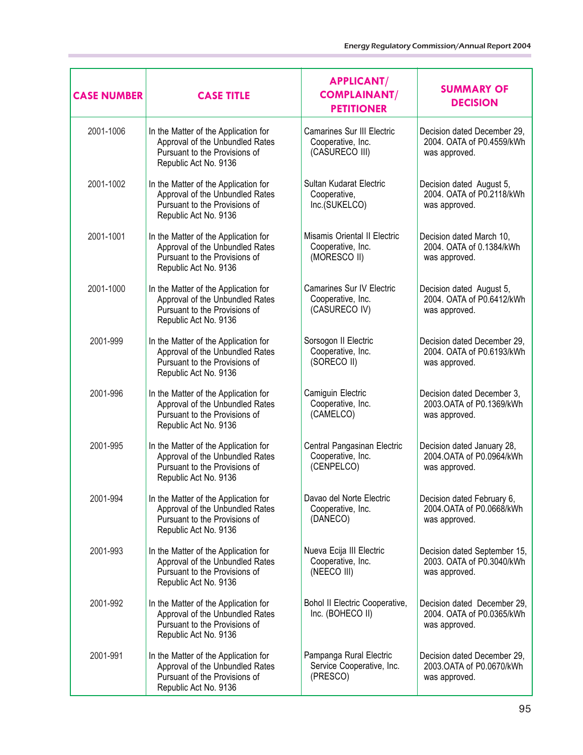| CASE NUMBER | CASE TITLE | APPLICANT/ COMPLAINANT/ PETITIONER | SUMMARY OF DECISION |
|---|---|---|---|
| 2001-1006 | In the Matter of the Application for Approval of the Unbundled Rates Pursuant to the Provisions of Republic Act No. 9136 | Camarines Sur III Electric Cooperative, Inc. (CASURECO III) | Decision dated December 29, 2004. OATA of P0.4559/kWh was approved. |
| 2001-1002 | In the Matter of the Application for Approval of the Unbundled Rates Pursuant to the Provisions of Republic Act No. 9136 | Sultan Kudarat Electric Cooperative, Inc.(SUKELCO) | Decision dated August 5, 2004. OATA of P0.2118/kWh was approved. |
| 2001-1001 | In the Matter of the Application for Approval of the Unbundled Rates Pursuant to the Provisions of Republic Act No. 9136 | Misamis Oriental II Electric Cooperative, Inc. (MORESCO II) | Decision dated March 10, 2004. OATA of 0.1384/kWh was approved. |
| 2001-1000 | In the Matter of the Application for Approval of the Unbundled Rates Pursuant to the Provisions of Republic Act No. 9136 | Camarines Sur IV Electric Cooperative, Inc. (CASURECO IV) | Decision dated August 5, 2004. OATA of P0.6412/kWh was approved. |
| 2001-999 | In the Matter of the Application for Approval of the Unbundled Rates Pursuant to the Provisions of Republic Act No. 9136 | Sorsogon II Electric Cooperative, Inc. (SORECO II) | Decision dated December 29, 2004. OATA of P0.6193/kWh was approved. |
| 2001-996 | In the Matter of the Application for Approval of the Unbundled Rates Pursuant to the Provisions of Republic Act No. 9136 | Camiguin Electric Cooperative, Inc. (CAMELCO) | Decision dated December 3, 2003.OATA of P0.1369/kWh was approved. |
| 2001-995 | In the Matter of the Application for Approval of the Unbundled Rates Pursuant to the Provisions of Republic Act No. 9136 | Central Pangasinan Electric Cooperative, Inc. (CENPELCO) | Decision dated January 28, 2004.OATA of P0.0964/kWh was approved. |
| 2001-994 | In the Matter of the Application for Approval of the Unbundled Rates Pursuant to the Provisions of Republic Act No. 9136 | Davao del Norte Electric Cooperative, Inc. (DANECO) | Decision dated February 6, 2004.OATA of P0.0668/kWh was approved. |
| 2001-993 | In the Matter of the Application for Approval of the Unbundled Rates Pursuant to the Provisions of Republic Act No. 9136 | Nueva Ecija III Electric Cooperative, Inc. (NEECO III) | Decision dated September 15, 2003. OATA of P0.3040/kWh was approved. |
| 2001-992 | In the Matter of the Application for Approval of the Unbundled Rates Pursuant to the Provisions of Republic Act No. 9136 | Bohol II Electric Cooperative, Inc. (BOHECO II) | Decision dated December 29, 2004. OATA of P0.0365/kWh was approved. |
| 2001-991 | In the Matter of the Application for Approval of the Unbundled Rates Pursuant of the Provisions of Republic Act No. 9136 | Pampanga Rural Electric Service Cooperative, Inc. (PRESCO) | Decision dated December 29, 2003.OATA of P0.0670/kWh was approved. |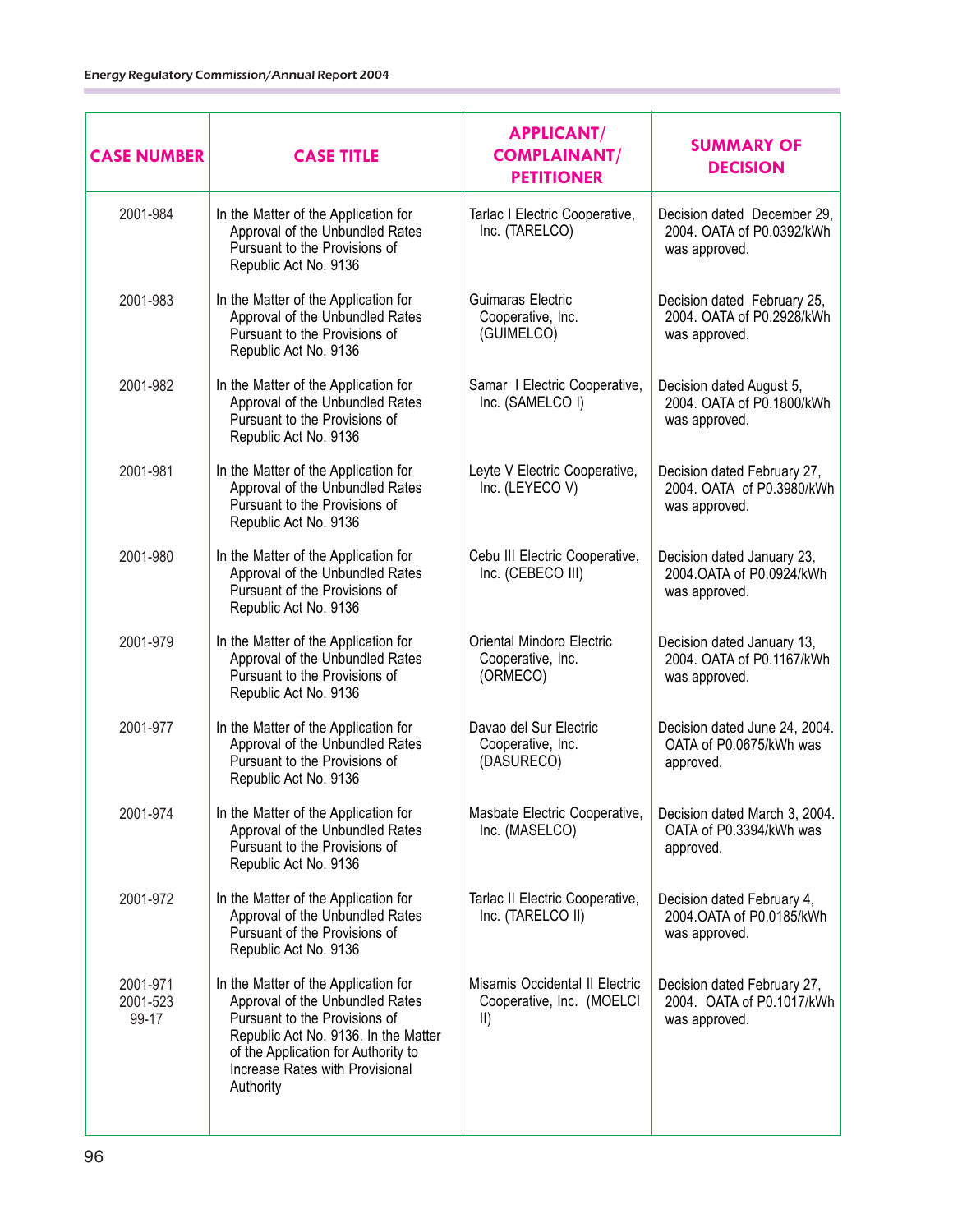| CASE NUMBER | CASE TITLE | APPLICANT/ COMPLAINANT/ PETITIONER | SUMMARY OF DECISION |
|---|---|---|---|
| 2001-984 | In the Matter of the Application for Approval of the Unbundled Rates Pursuant to the Provisions of Republic Act No. 9136 | Tarlac I Electric Cooperative, Inc. (TARELCO) | Decision dated December 29, 2004. OATA of P0.0392/kWh was approved. |
| 2001-983 | In the Matter of the Application for Approval of the Unbundled Rates Pursuant to the Provisions of Republic Act No. 9136 | Guimaras Electric Cooperative, Inc. (GUIMELCO) | Decision dated February 25, 2004. OATA of P0.2928/kWh was approved. |
| 2001-982 | In the Matter of the Application for Approval of the Unbundled Rates Pursuant to the Provisions of Republic Act No. 9136 | Samar I Electric Cooperative, Inc. (SAMELCO I) | Decision dated August 5, 2004. OATA of P0.1800/kWh was approved. |
| 2001-981 | In the Matter of the Application for Approval of the Unbundled Rates Pursuant to the Provisions of Republic Act No. 9136 | Leyte V Electric Cooperative, Inc. (LEYECO V) | Decision dated February 27, 2004. OATA of P0.3980/kWh was approved. |
| 2001-980 | In the Matter of the Application for Approval of the Unbundled Rates Pursuant of the Provisions of Republic Act No. 9136 | Cebu III Electric Cooperative, Inc. (CEBECO III) | Decision dated January 23, 2004.OATA of P0.0924/kWh was approved. |
| 2001-979 | In the Matter of the Application for Approval of the Unbundled Rates Pursuant to the Provisions of Republic Act No. 9136 | Oriental Mindoro Electric Cooperative, Inc. (ORMECO) | Decision dated January 13, 2004. OATA of P0.1167/kWh was approved. |
| 2001-977 | In the Matter of the Application for Approval of the Unbundled Rates Pursuant to the Provisions of Republic Act No. 9136 | Davao del Sur Electric Cooperative, Inc. (DASURECO) | Decision dated June 24, 2004. OATA of P0.0675/kWh was approved. |
| 2001-974 | In the Matter of the Application for Approval of the Unbundled Rates Pursuant to the Provisions of Republic Act No. 9136 | Masbate Electric Cooperative, Inc. (MASELCO) | Decision dated March 3, 2004. OATA of P0.3394/kWh was approved. |
| 2001-972 | In the Matter of the Application for Approval of the Unbundled Rates Pursuant of the Provisions of Republic Act No. 9136 | Tarlac II Electric Cooperative, Inc. (TARELCO II) | Decision dated February 4, 2004.OATA of P0.0185/kWh was approved. |
| 2001-971<br>2001-523<br>99-17 | In the Matter of the Application for Approval of the Unbundled Rates Pursuant to the Provisions of Republic Act No. 9136. In the Matter of the Application for Authority to Increase Rates with Provisional Authority | Misamis Occidental II Electric Cooperative, Inc. (MOELCI II) | Decision dated February 27, 2004. OATA of P0.1017/kWh was approved. |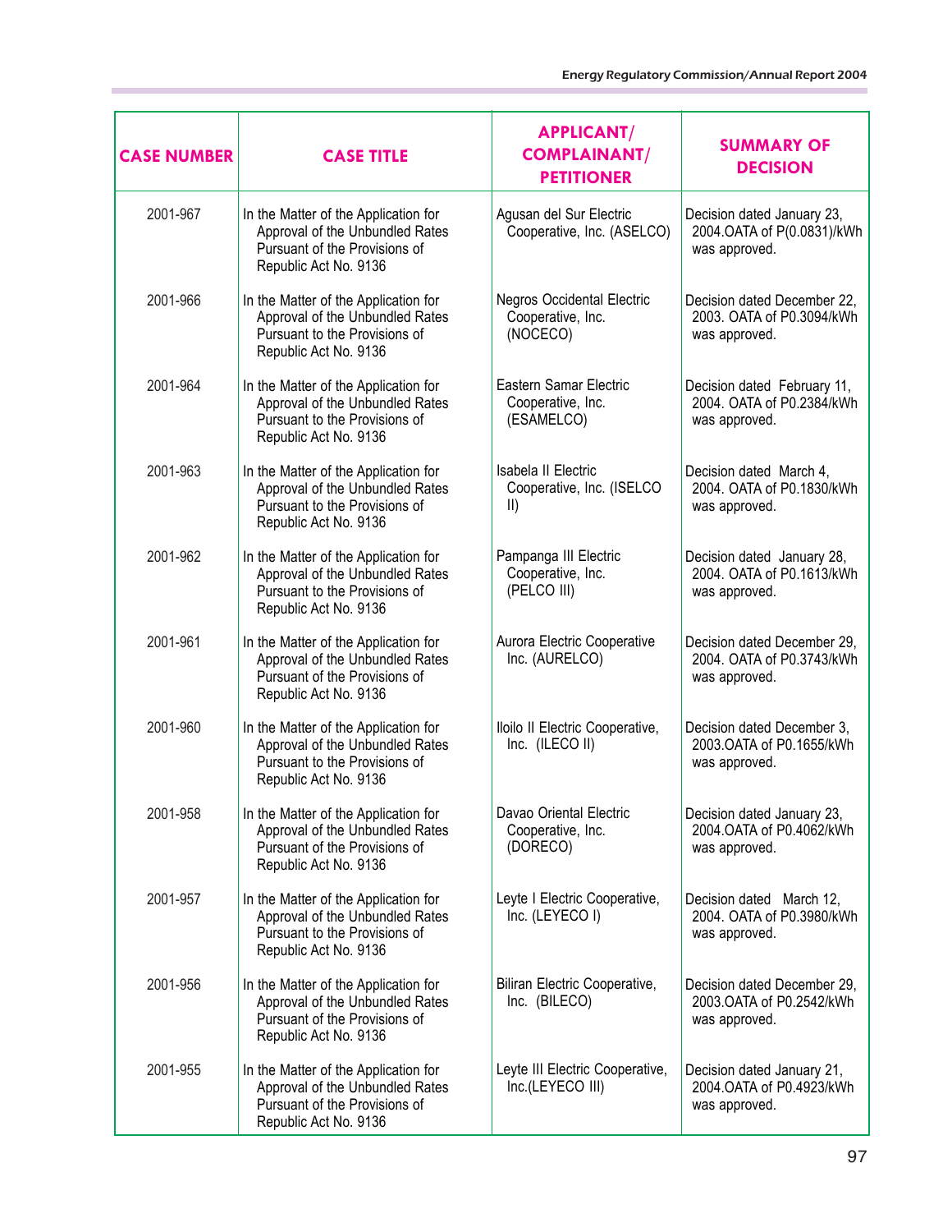| CASE NUMBER | CASE TITLE | APPLICANT/ COMPLAINANT/ PETITIONER | SUMMARY OF DECISION |
|---|---|---|---|
| 2001-967 | In the Matter of the Application for Approval of the Unbundled Rates Pursuant of the Provisions of Republic Act No. 9136 | Agusan del Sur Electric Cooperative, Inc. (ASELCO) | Decision dated January 23, 2004.OATA of P(0.0831)/kWh was approved. |
| 2001-966 | In the Matter of the Application for Approval of the Unbundled Rates Pursuant to the Provisions of Republic Act No. 9136 | Negros Occidental Electric Cooperative, Inc. (NOCECO) | Decision dated December 22, 2003. OATA of P0.3094/kWh was approved. |
| 2001-964 | In the Matter of the Application for Approval of the Unbundled Rates Pursuant to the Provisions of Republic Act No. 9136 | Eastern Samar Electric Cooperative, Inc. (ESAMELCO) | Decision dated February 11, 2004. OATA of P0.2384/kWh was approved. |
| 2001-963 | In the Matter of the Application for Approval of the Unbundled Rates Pursuant to the Provisions of Republic Act No. 9136 | Isabela II Electric Cooperative, Inc. (ISELCO II) | Decision dated March 4, 2004. OATA of P0.1830/kWh was approved. |
| 2001-962 | In the Matter of the Application for Approval of the Unbundled Rates Pursuant to the Provisions of Republic Act No. 9136 | Pampanga III Electric Cooperative, Inc. (PELCO III) | Decision dated January 28, 2004. OATA of P0.1613/kWh was approved. |
| 2001-961 | In the Matter of the Application for Approval of the Unbundled Rates Pursuant of the Provisions of Republic Act No. 9136 | Aurora Electric Cooperative Inc. (AURELCO) | Decision dated December 29, 2004. OATA of P0.3743/kWh was approved. |
| 2001-960 | In the Matter of the Application for Approval of the Unbundled Rates Pursuant to the Provisions of Republic Act No. 9136 | Iloilo II Electric Cooperative, Inc. (ILECO II) | Decision dated December 3, 2003.OATA of P0.1655/kWh was approved. |
| 2001-958 | In the Matter of the Application for Approval of the Unbundled Rates Pursuant of the Provisions of Republic Act No. 9136 | Davao Oriental Electric Cooperative, Inc. (DORECO) | Decision dated January 23, 2004.OATA of P0.4062/kWh was approved. |
| 2001-957 | In the Matter of the Application for Approval of the Unbundled Rates Pursuant to the Provisions of Republic Act No. 9136 | Leyte I Electric Cooperative, Inc. (LEYECO I) | Decision dated March 12, 2004. OATA of P0.3980/kWh was approved. |
| 2001-956 | In the Matter of the Application for Approval of the Unbundled Rates Pursuant of the Provisions of Republic Act No. 9136 | Biliran Electric Cooperative, Inc. (BILECO) | Decision dated December 29, 2003.OATA of P0.2542/kWh was approved. |
| 2001-955 | In the Matter of the Application for Approval of the Unbundled Rates Pursuant of the Provisions of Republic Act No. 9136 | Leyte III Electric Cooperative, Inc.(LEYECO III) | Decision dated January 21, 2004.OATA of P0.4923/kWh was approved. |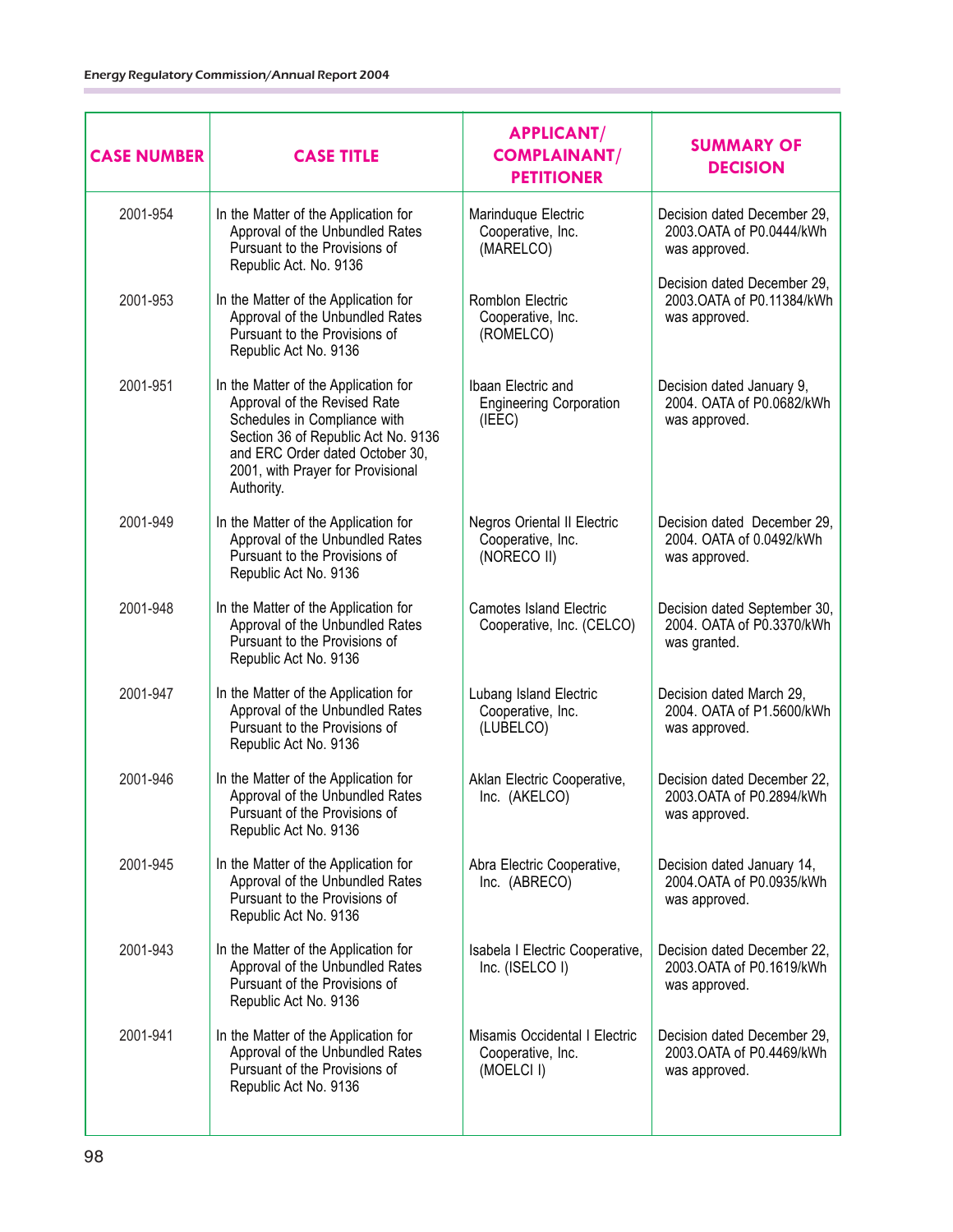| CASE NUMBER | CASE TITLE | APPLICANT/ COMPLAINANT/ PETITIONER | SUMMARY OF DECISION |
|---|---|---|---|
| 2001-954 | In the Matter of the Application for Approval of the Unbundled Rates Pursuant to the Provisions of Republic Act. No. 9136 | Marinduque Electric Cooperative, Inc. (MARELCO) | Decision dated December 29, 2003.OATA of P0.0444/kWh was approved. |
| 2001-953 | In the Matter of the Application for Approval of the Unbundled Rates Pursuant to the Provisions of Republic Act No. 9136 | Romblon Electric Cooperative, Inc. (ROMELCO) | Decision dated December 29, 2003.OATA of P0.11384/kWh was approved. |
| 2001-951 | In the Matter of the Application for Approval of the Revised Rate Schedules in Compliance with Section 36 of Republic Act No. 9136 and ERC Order dated October 30, 2001, with Prayer for Provisional Authority. | Ibaan Electric and Engineering Corporation (IEEC) | Decision dated January 9, 2004. OATA of P0.0682/kWh was approved. |
| 2001-949 | In the Matter of the Application for Approval of the Unbundled Rates Pursuant to the Provisions of Republic Act No. 9136 | Negros Oriental II Electric Cooperative, Inc. (NORECO II) | Decision dated December 29, 2004. OATA of 0.0492/kWh was approved. |
| 2001-948 | In the Matter of the Application for Approval of the Unbundled Rates Pursuant to the Provisions of Republic Act No. 9136 | Camotes Island Electric Cooperative, Inc. (CELCO) | Decision dated September 30, 2004. OATA of P0.3370/kWh was granted. |
| 2001-947 | In the Matter of the Application for Approval of the Unbundled Rates Pursuant to the Provisions of Republic Act No. 9136 | Lubang Island Electric Cooperative, Inc. (LUBELCO) | Decision dated March 29, 2004. OATA of P1.5600/kWh was approved. |
| 2001-946 | In the Matter of the Application for Approval of the Unbundled Rates Pursuant of the Provisions of Republic Act No. 9136 | Aklan Electric Cooperative, Inc. (AKELCO) | Decision dated December 22, 2003.OATA of P0.2894/kWh was approved. |
| 2001-945 | In the Matter of the Application for Approval of the Unbundled Rates Pursuant to the Provisions of Republic Act No. 9136 | Abra Electric Cooperative, Inc. (ABRECO) | Decision dated January 14, 2004.OATA of P0.0935/kWh was approved. |
| 2001-943 | In the Matter of the Application for Approval of the Unbundled Rates Pursuant to the Provisions of Republic Act No. 9136 | Isabela I Electric Cooperative, Inc. (ISELCO I) | Decision dated December 22, 2003.OATA of P0.1619/kWh was approved. |
| 2001-941 | In the Matter of the Application for Approval of the Unbundled Rates Pursuant of the Provisions of Republic Act No. 9136 | Misamis Occidental I Electric Cooperative, Inc. (MOELCI I) | Decision dated December 29, 2003.OATA of P0.4469/kWh was approved. |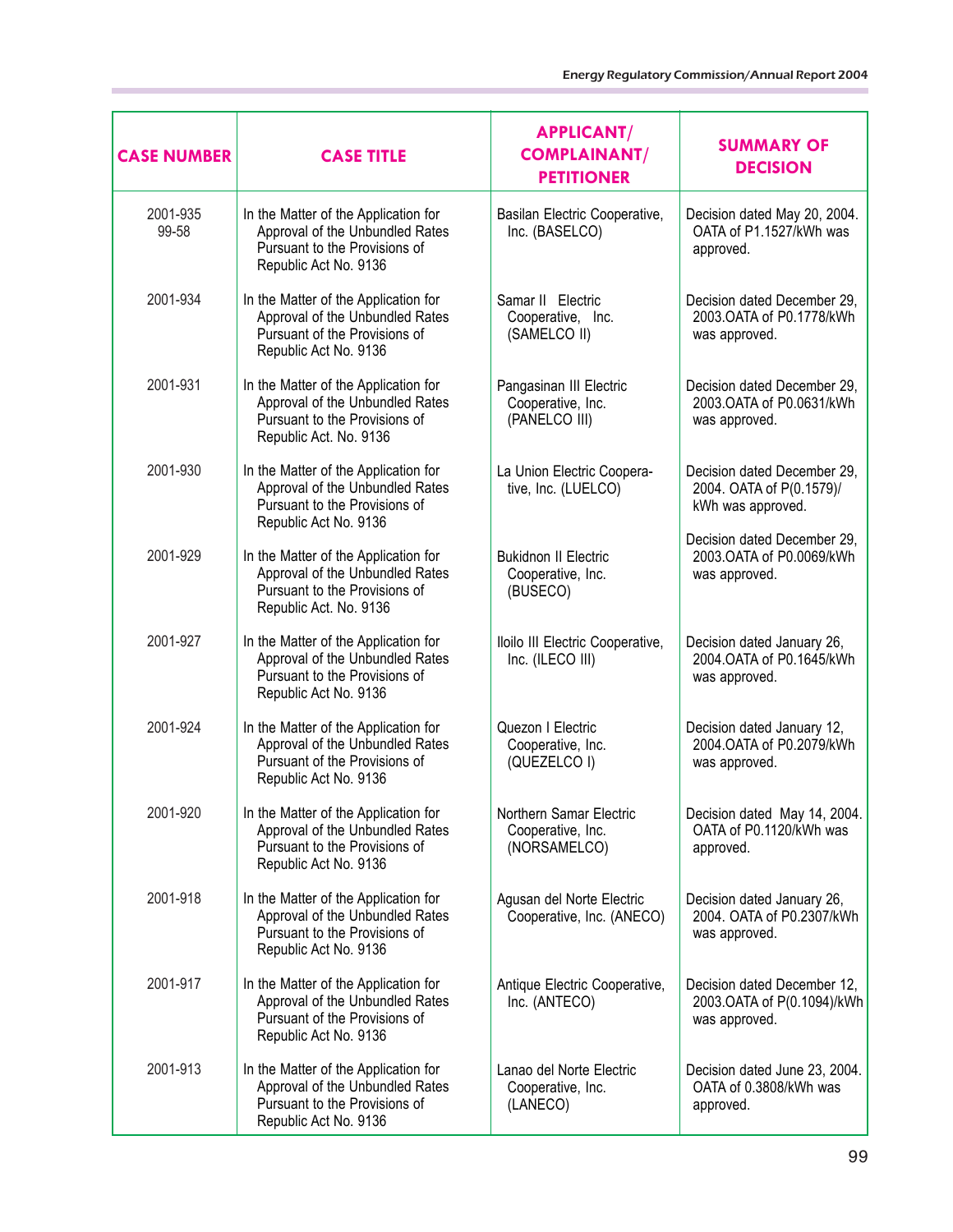| CASE NUMBER | CASE TITLE | APPLICANT/ COMPLAINANT/ PETITIONER | SUMMARY OF DECISION |
|---|---|---|---|
| 2001-935 99-58 | In the Matter of the Application for Approval of the Unbundled Rates Pursuant to the Provisions of Republic Act No. 9136 | Basilan Electric Cooperative, Inc. (BASELCO) | Decision dated May 20, 2004. OATA of P1.1527/kWh was approved. |
| 2001-934 | In the Matter of the Application for Approval of the Unbundled Rates Pursuant of the Provisions of Republic Act No. 9136 | Samar II Electric Cooperative, Inc. (SAMELCO II) | Decision dated December 29, 2003.OATA of P0.1778/kWh was approved. |
| 2001-931 | In the Matter of the Application for Approval of the Unbundled Rates Pursuant to the Provisions of Republic Act. No. 9136 | Pangasinan III Electric Cooperative, Inc. (PANELCO III) | Decision dated December 29, 2003.OATA of P0.0631/kWh was approved. |
| 2001-930 | In the Matter of the Application for Approval of the Unbundled Rates Pursuant to the Provisions of Republic Act No. 9136 | La Union Electric Cooperative, Inc. (LUELCO) | Decision dated December 29, 2004. OATA of P(0.1579)/ kWh was approved. |
| 2001-929 | In the Matter of the Application for Approval of the Unbundled Rates Pursuant to the Provisions of Republic Act. No. 9136 | Bukidnon II Electric Cooperative, Inc. (BUSECO) | Decision dated December 29, 2003.OATA of P0.0069/kWh was approved. |
| 2001-927 | In the Matter of the Application for Approval of the Unbundled Rates Pursuant to the Provisions of Republic Act No. 9136 | Iloilo III Electric Cooperative, Inc. (ILECO III) | Decision dated January 26, 2004.OATA of P0.1645/kWh was approved. |
| 2001-924 | In the Matter of the Application for Approval of the Unbundled Rates Pursuant to the Provisions of Republic Act No. 9136 | Quezon I Electric Cooperative, Inc. (QUEZELCO I) | Decision dated January 12, 2004.OATA of P0.2079/kWh was approved. |
| 2001-920 | In the Matter of the Application for Approval of the Unbundled Rates Pursuant to the Provisions of Republic Act No. 9136 | Northern Samar Electric Cooperative, Inc. (NORSAMELCO) | Decision dated May 14, 2004. OATA of P0.1120/kWh was approved. |
| 2001-918 | In the Matter of the Application for Approval of the Unbundled Rates Pursuant to the Provisions of Republic Act No. 9136 | Agusan del Norte Electric Cooperative, Inc. (ANECO) | Decision dated January 26, 2004. OATA of P0.2307/kWh was approved. |
| 2001-917 | In the Matter of the Application for Approval of the Unbundled Rates Pursuant to the Provisions of Republic Act No. 9136 | Antique Electric Cooperative, Inc. (ANTECO) | Decision dated December 12, 2003.OATA of P(0.1094)/kWh was approved. |
| 2001-913 | In the Matter of the Application for Approval of the Unbundled Rates Pursuant to the Provisions of Republic Act No. 9136 | Lanao del Norte Electric Cooperative, Inc. (LANECO) | Decision dated June 23, 2004. OATA of 0.3808/kWh was approved. |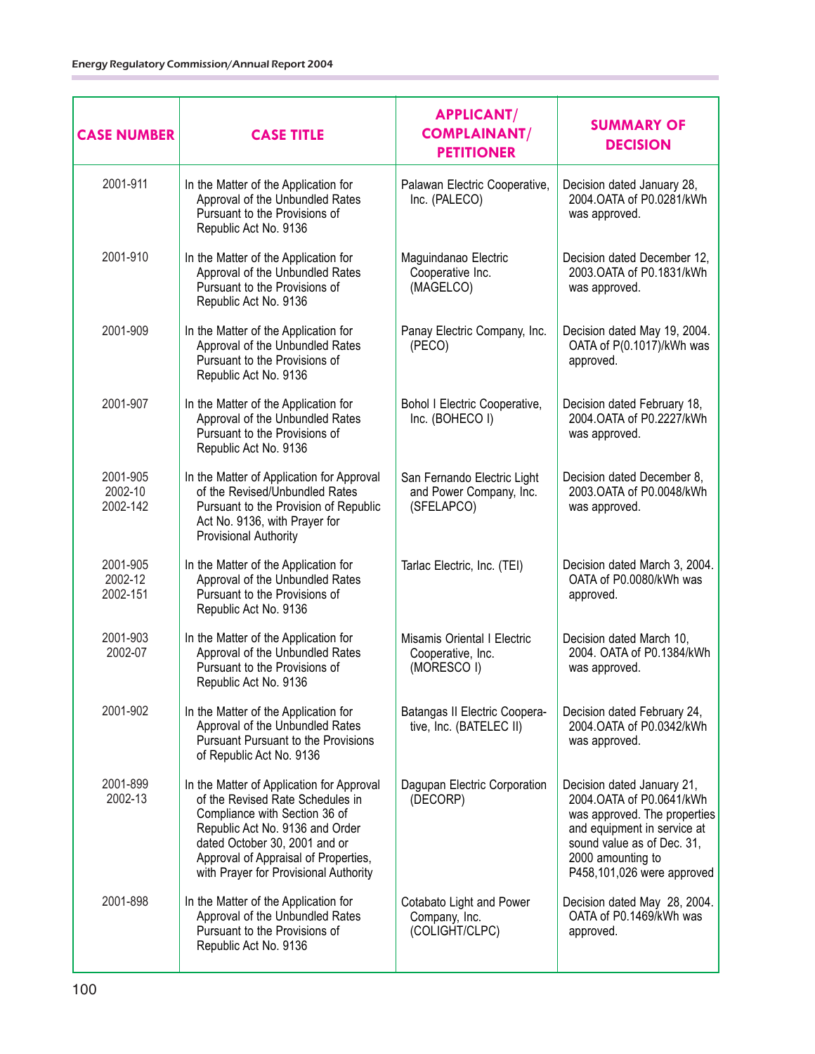| CASE NUMBER | CASE TITLE | APPLICANT/ COMPLAINANT/ PETITIONER | SUMMARY OF DECISION |
|---|---|---|---|
| 2001-911 | In the Matter of the Application for Approval of the Unbundled Rates Pursuant to the Provisions of Republic Act No. 9136 | Palawan Electric Cooperative, Inc. (PALECO) | Decision dated January 28, 2004.OATA of P0.0281/kWh was approved. |
| 2001-910 | In the Matter of the Application for Approval of the Unbundled Rates Pursuant to the Provisions of Republic Act No. 9136 | Maguindanao Electric Cooperative Inc. (MAGELCO) | Decision dated December 12, 2003.OATA of P0.1831/kWh was approved. |
| 2001-909 | In the Matter of the Application for Approval of the Unbundled Rates Pursuant to the Provisions of Republic Act No. 9136 | Panay Electric Company, Inc. (PECO) | Decision dated May 19, 2004. OATA of P(0.1017)/kWh was approved. |
| 2001-907 | In the Matter of the Application for Approval of the Unbundled Rates Pursuant to the Provisions of Republic Act No. 9136 | Bohol I Electric Cooperative, Inc. (BOHECO I) | Decision dated February 18, 2004.OATA of P0.2227/kWh was approved. |
| 2001-905<br>2002-10<br>2002-142 | In the Matter of Application for Approval of the Revised/Unbundled Rates Pursuant to the Provision of Republic Act No. 9136, with Prayer for Provisional Authority | San Fernando Electric Light and Power Company, Inc. (SFELAPCO) | Decision dated December 8, 2003.OATA of P0.0048/kWh was approved. |
| 2001-905<br>2002-12<br>2002-151 | In the Matter of the Application for Approval of the Unbundled Rates Pursuant to the Provisions of Republic Act No. 9136 | Tarlac Electric, Inc. (TEI) | Decision dated March 3, 2004. OATA of P0.0080/kWh was approved. |
| 2001-903<br>2002-07 | In the Matter of the Application for Approval of the Unbundled Rates Pursuant to the Provisions of Republic Act No. 9136 | Misamis Oriental I Electric Cooperative, Inc. (MORESCO I) | Decision dated March 10, 2004. OATA of P0.1384/kWh was approved. |
| 2001-902 | In the Matter of the Application for Approval of the Unbundled Rates Pursuant Pursuant to the Provisions of Republic Act No. 9136 | Batangas II Electric Cooperative, Inc. (BATELEC II) | Decision dated February 24, 2004.OATA of P0.0342/kWh was approved. |
| 2001-899<br>2002-13 | In the Matter of Application for Approval of the Revised Rate Schedules in Compliance with Section 36 of Republic Act No. 9136 and Order dated October 30, 2001 and or Approval of Appraisal of Properties, with Prayer for Provisional Authority | Dagupan Electric Corporation (DECORP) | Decision dated January 21, 2004.OATA of P0.0641/kWh was approved. The properties and equipment in service at sound value as of Dec. 31, 2000 amounting to P458,101,026 were approved |
| 2001-898 | In the Matter of the Application for Approval of the Unbundled Rates Pursuant to the Provisions of Republic Act No. 9136 | Cotabato Light and Power Company, Inc. (COLIGHT/CLPC) | Decision dated May 28, 2004. OATA of P0.1469/kWh was approved. |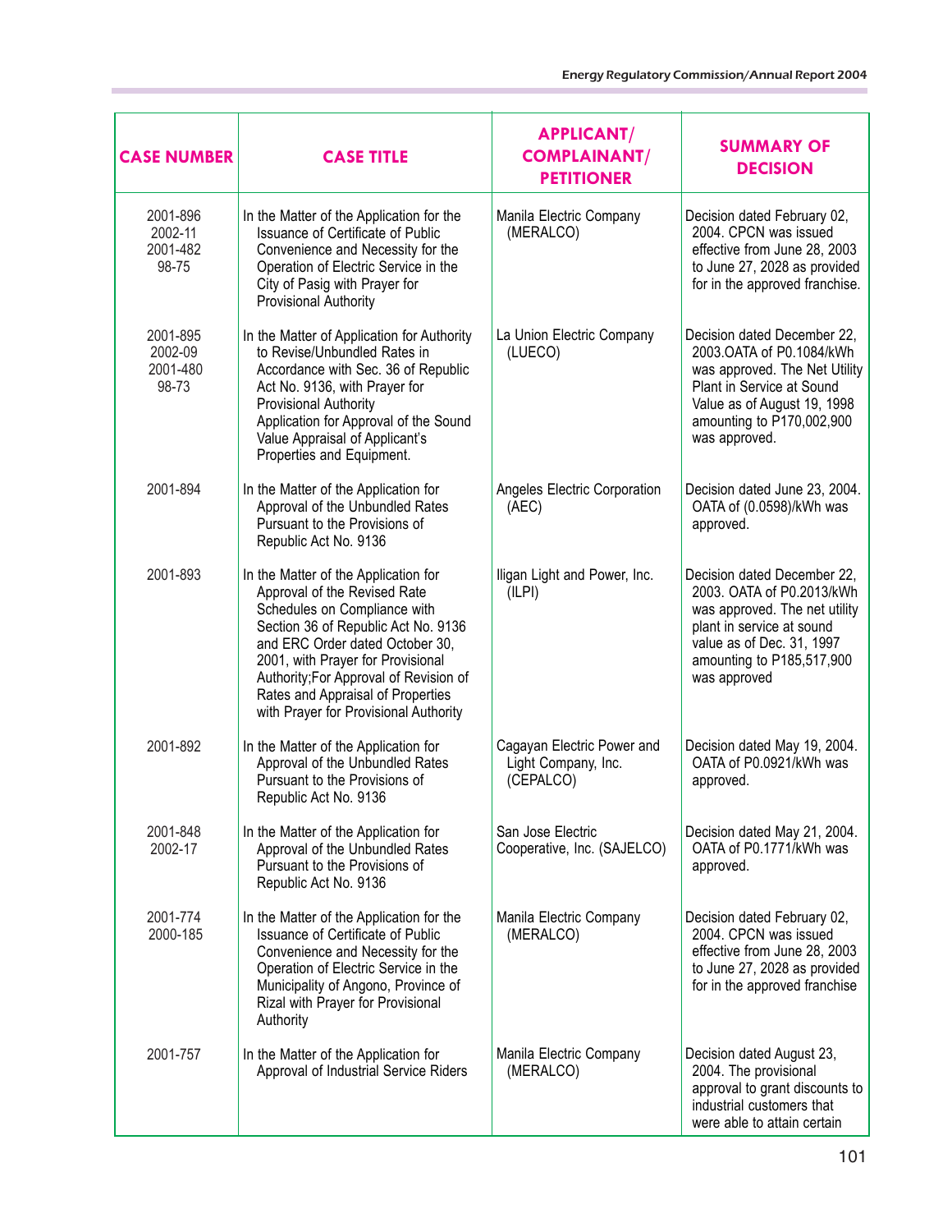| CASE NUMBER | CASE TITLE | APPLICANT/ COMPLAINANT/ PETITIONER | SUMMARY OF DECISION |
|---|---|---|---|
| 2001-896<br>2002-11<br>2001-482<br>98-75 | In the Matter of the Application for the Issuance of Certificate of Public Convenience and Necessity for the Operation of Electric Service in the City of Pasig with Prayer for Provisional Authority | Manila Electric Company (MERALCO) | Decision dated February 02, 2004. CPCN was issued effective from June 28, 2003 to June 27, 2028 as provided for in the approved franchise. |
| 2001-895<br>2002-09<br>2001-480<br>98-73 | In the Matter of Application for Authority to Revise/Unbundled Rates in Accordance with Sec. 36 of Republic Act No. 9136, with Prayer for Provisional Authority<br>Application for Approval of the Sound Value Appraisal of Applicant's Properties and Equipment. | La Union Electric Company (LUECO) | Decision dated December 22, 2003.OATA of P0.1084/kWh was approved. The Net Utility Plant in Service at Sound Value as of August 19, 1998 amounting to P170,002,900 was approved. |
| 2001-894 | In the Matter of the Application for Approval of the Unbundled Rates Pursuant to the Provisions of Republic Act No. 9136 | Angeles Electric Corporation (AEC) | Decision dated June 23, 2004. OATA of (0.0598)/kWh was approved. |
| 2001-893 | In the Matter of the Application for Approval of the Revised Rate Schedules on Compliance with Section 36 of Republic Act No. 9136 and ERC Order dated October 30, 2001, with Prayer for Provisional Authority;For Approval of Revision of Rates and Appraisal of Properties with Prayer for Provisional Authority | Iligan Light and Power, Inc. (ILPI) | Decision dated December 22, 2003. OATA of P0.2013/kWh was approved. The net utility plant in service at sound value as of Dec. 31, 1997 amounting to P185,517,900 was approved |
| 2001-892 | In the Matter of the Application for Approval of the Unbundled Rates Pursuant to the Provisions of Republic Act No. 9136 | Cagayan Electric Power and Light Company, Inc. (CEPALCO) | Decision dated May 19, 2004. OATA of P0.0921/kWh was approved. |
| 2001-848<br>2002-17 | In the Matter of the Application for Approval of the Unbundled Rates Pursuant to the Provisions of Republic Act No. 9136 | San Jose Electric Cooperative, Inc. (SAJELCO) | Decision dated May 21, 2004. OATA of P0.1771/kWh was approved. |
| 2001-774<br>2000-185 | In the Matter of the Application for the Issuance of Certificate of Public Convenience and Necessity for the Operation of Electric Service in the Municipality of Angono, Province of Rizal with Prayer for Provisional Authority | Manila Electric Company (MERALCO) | Decision dated February 02, 2004. CPCN was issued effective from June 28, 2003 to June 27, 2028 as provided for in the approved franchise |
| 2001-757 | In the Matter of the Application for Approval of Industrial Service Riders | Manila Electric Company (MERALCO) | Decision dated August 23, 2004. The provisional approval to grant discounts to industrial customers that were able to attain certain |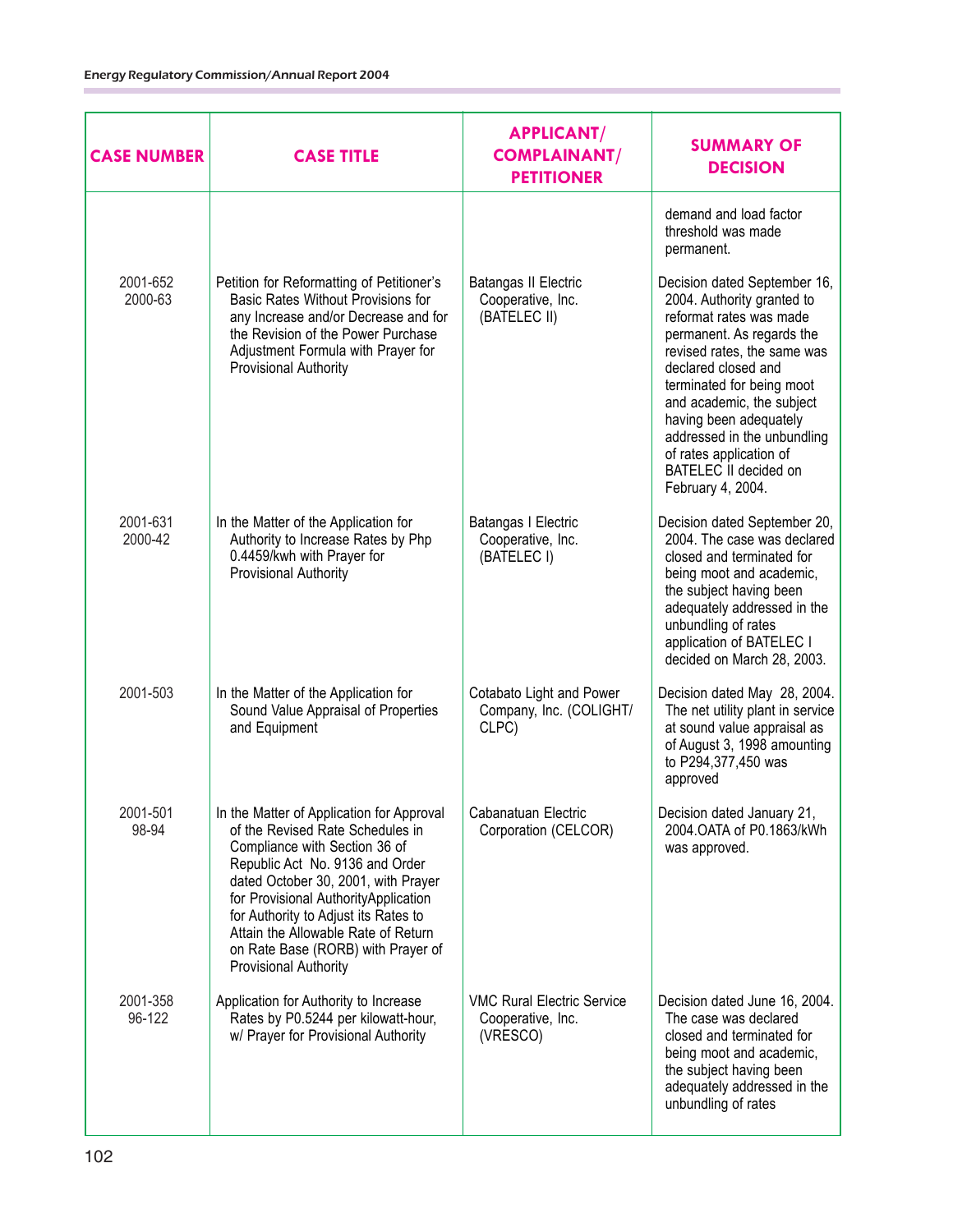| CASE NUMBER | CASE TITLE | APPLICANT/ COMPLAINANT/ PETITIONER | SUMMARY OF DECISION |
|---|---|---|---|
| | | | demand and load factor threshold was made permanent. |
| 2001-652 2000-63 | Petition for Reformatting of Petitioner's Basic Rates Without Provisions for any Increase and/or Decrease and for the Revision of the Power Purchase Adjustment Formula with Prayer for Provisional Authority | Batangas II Electric Cooperative, Inc. (BATELEC II) | Decision dated September 16, 2004. Authority granted to reformat rates was made permanent. As regards the revised rates, the same was declared closed and terminated for being moot and academic, the subject having been adequately addressed in the unbundling of rates application of BATELEC II decided on February 4, 2004. |
| 2001-631 2000-42 | In the Matter of the Application for Authority to Increase Rates by Php 0.4459/kwh with Prayer for Provisional Authority | Batangas I Electric Cooperative, Inc. (BATELEC I) | Decision dated September 20, 2004. The case was declared closed and terminated for being moot and academic, the subject having been adequately addressed in the unbundling of rates application of BATELEC I decided on March 28, 2003. |
| 2001-503 | In the Matter of the Application for Sound Value Appraisal of Properties and Equipment | Cotabato Light and Power Company, Inc. (COLIGHT/ CLPC) | Decision dated May 28, 2004. The net utility plant in service at sound value appraisal as of August 3, 1998 amounting to P294,377,450 was approved |
| 2001-501 98-94 | In the Matter of Application for Approval of the Revised Rate Schedules in Compliance with Section 36 of Republic Act No. 9136 and Order dated October 30, 2001, with Prayer for Provisional AuthorityApplication for Authority to Adjust its Rates to Attain the Allowable Rate of Return on Rate Base (RORB) with Prayer of Provisional Authority | Cabanatuan Electric Corporation (CELCOR) | Decision dated January 21, 2004.OATA of P0.1863/kWh was approved. |
| 2001-358 96-122 | Application for Authority to Increase Rates by P0.5244 per kilowatt-hour, w/ Prayer for Provisional Authority | VMC Rural Electric Service Cooperative, Inc. (VRESCO) | Decision dated June 16, 2004. The case was declared closed and terminated for being moot and academic, the subject having been adequately addressed in the unbundling of rates |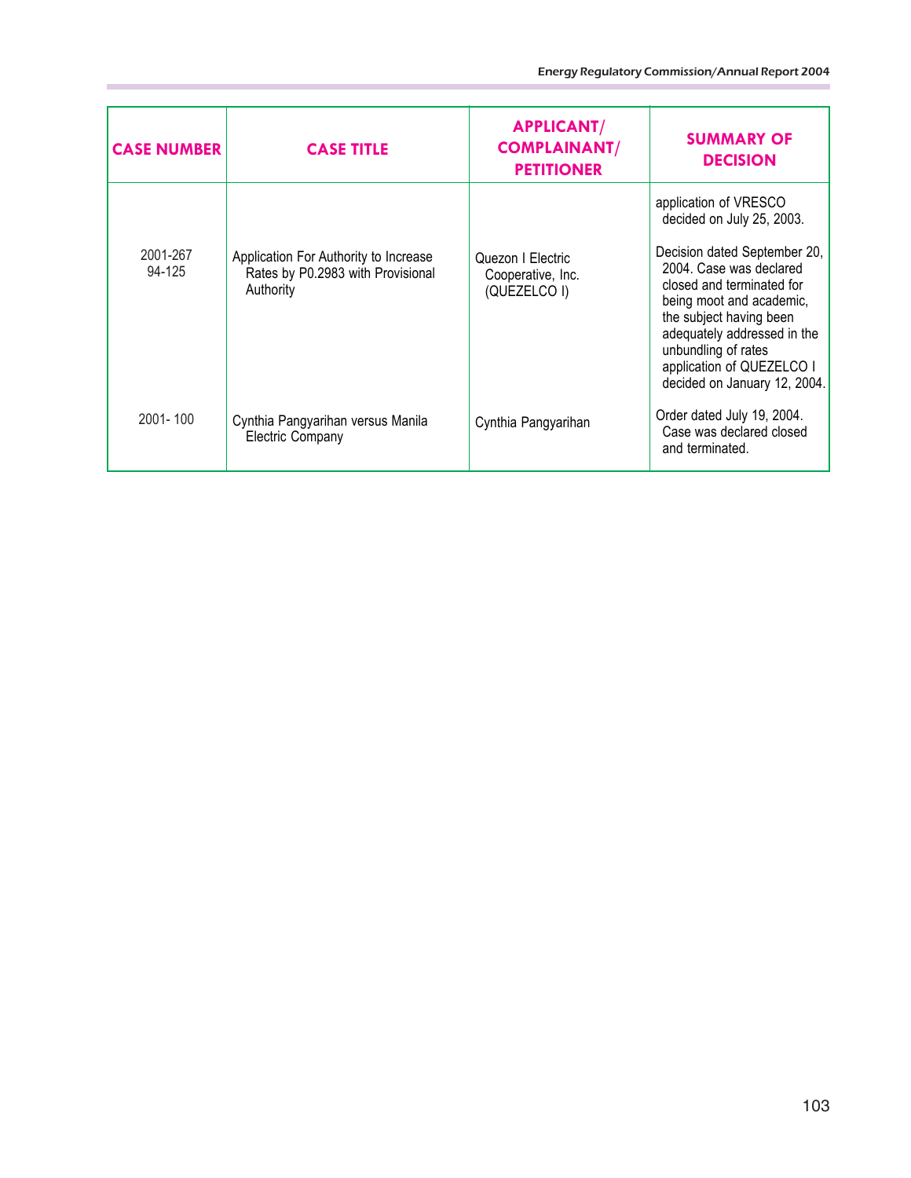| CASE NUMBER | CASE TITLE | APPLICANT/ COMPLAINANT/ PETITIONER | SUMMARY OF DECISION |
|---|---|---|---|
| | | | application of VRESCO decided on July 25, 2003. |
| 2001-267 94-125 | Application For Authority to Increase Rates by P0.2983 with Provisional Authority | Quezon I Electric Cooperative, Inc. (QUEZELCO I) | Decision dated September 20, 2004. Case was declared closed and terminated for being moot and academic, the subject having been adequately addressed in the unbundling of rates application of QUEZELCO I decided on January 12, 2004. |
| 2001- 100 | Cynthia Pangyarihan versus Manila Electric Company | Cynthia Pangyarihan | Order dated July 19, 2004. Case was declared closed and terminated. |